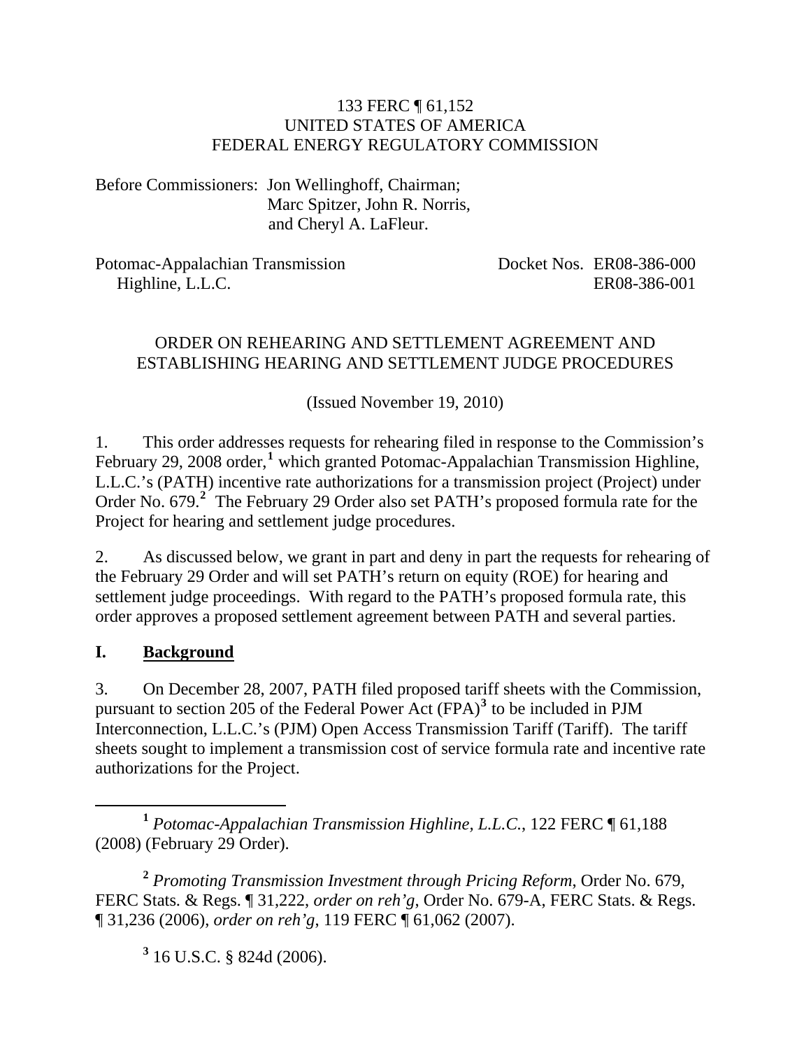133 FERC ¶ 61,152
UNITED STATES OF AMERICA
FEDERAL ENERGY REGULATORY COMMISSION

Before Commissioners: Jon Wellinghoff, Chairman;
Marc Spitzer, John R. Norris,
and Cheryl A. LaFleur.

Potomac-Appalachian Transmission Highline, L.L.C. Docket Nos. ER08-386-000
ER08-386-001

ORDER ON REHEARING AND SETTLEMENT AGREEMENT AND ESTABLISHING HEARING AND SETTLEMENT JUDGE PROCEDURES

(Issued November 19, 2010)

1. This order addresses requests for rehearing filed in response to the Commission's February 29, 2008 order,[1] which granted Potomac-Appalachian Transmission Highline, L.L.C.'s (PATH) incentive rate authorizations for a transmission project (Project) under Order No. 679.[2] The February 29 Order also set PATH's proposed formula rate for the Project for hearing and settlement judge procedures.

2. As discussed below, we grant in part and deny in part the requests for rehearing of the February 29 Order and will set PATH's return on equity (ROE) for hearing and settlement judge proceedings. With regard to the PATH's proposed formula rate, this order approves a proposed settlement agreement between PATH and several parties.

## I. Background

3. On December 28, 2007, PATH filed proposed tariff sheets with the Commission, pursuant to section 205 of the Federal Power Act (FPA)[3] to be included in PJM Interconnection, L.L.C.'s (PJM) Open Access Transmission Tariff (Tariff). The tariff sheets sought to implement a transmission cost of service formula rate and incentive rate authorizations for the Project.

[1] *Potomac-Appalachian Transmission Highline, L.L.C.*, 122 FERC ¶ 61,188 (2008) (February 29 Order).

[2] *Promoting Transmission Investment through Pricing Reform*, Order No. 679, FERC Stats. & Regs. ¶ 31,222, *order on reh'g*, Order No. 679-A, FERC Stats. & Regs. ¶ 31,236 (2006), *order on reh'g*, 119 FERC ¶ 61,062 (2007).

[3] 16 U.S.C. § 824d (2006).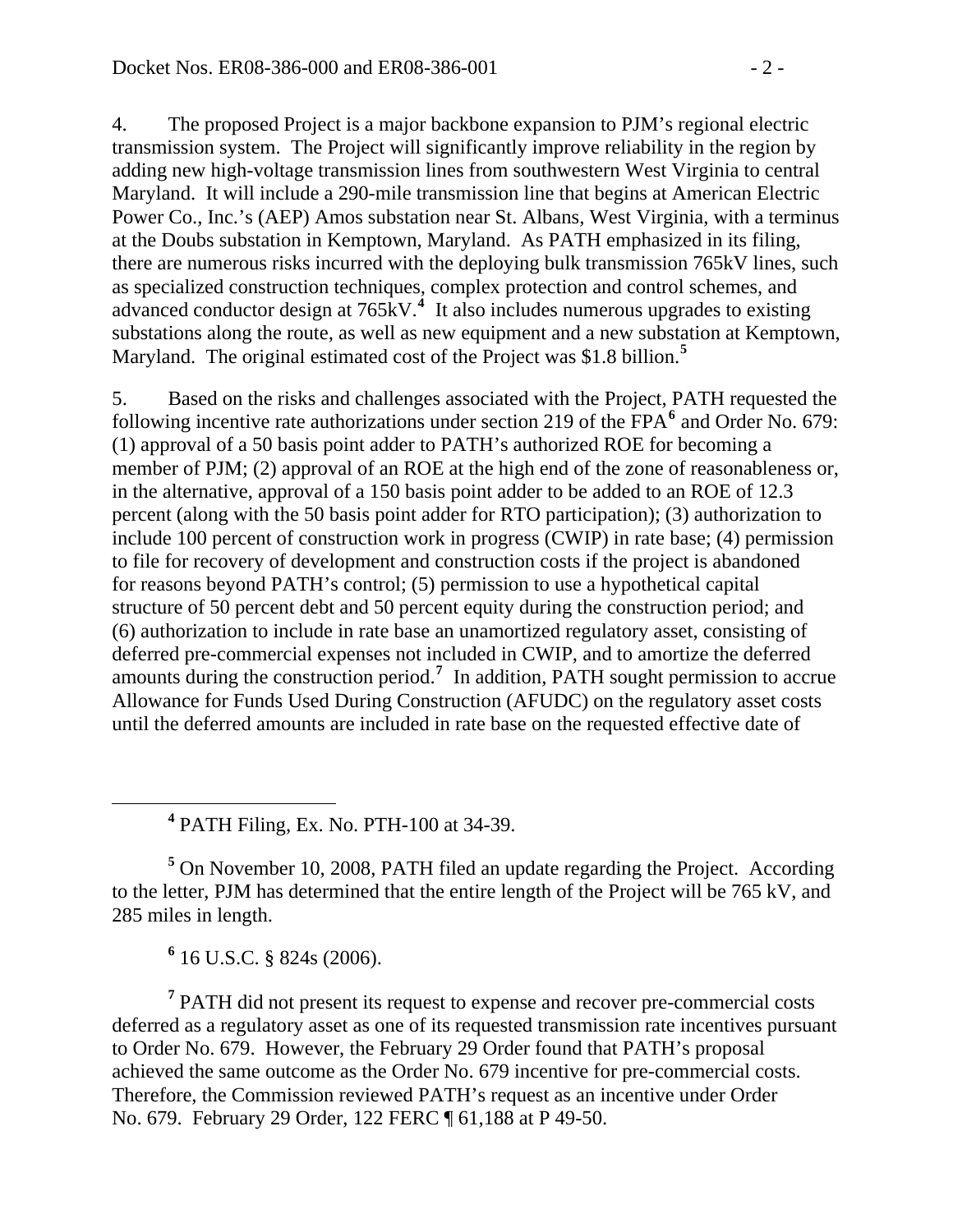4. The proposed Project is a major backbone expansion to PJM's regional electric transmission system. The Project will significantly improve reliability in the region by adding new high-voltage transmission lines from southwestern West Virginia to central Maryland. It will include a 290-mile transmission line that begins at American Electric Power Co., Inc.'s (AEP) Amos substation near St. Albans, West Virginia, with a terminus at the Doubs substation in Kemptown, Maryland. As PATH emphasized in its filing, there are numerous risks incurred with the deploying bulk transmission 765kV lines, such as specialized construction techniques, complex protection and control schemes, and advanced conductor design at 765kV.[4] It also includes numerous upgrades to existing substations along the route, as well as new equipment and a new substation at Kemptown, Maryland. The original estimated cost of the Project was $1.8 billion.[5]

5. Based on the risks and challenges associated with the Project, PATH requested the following incentive rate authorizations under section 219 of the FPA[6] and Order No. 679: (1) approval of a 50 basis point adder to PATH's authorized ROE for becoming a member of PJM; (2) approval of an ROE at the high end of the zone of reasonableness or, in the alternative, approval of a 150 basis point adder to be added to an ROE of 12.3 percent (along with the 50 basis point adder for RTO participation); (3) authorization to include 100 percent of construction work in progress (CWIP) in rate base; (4) permission to file for recovery of development and construction costs if the project is abandoned for reasons beyond PATH's control; (5) permission to use a hypothetical capital structure of 50 percent debt and 50 percent equity during the construction period; and (6) authorization to include in rate base an unamortized regulatory asset, consisting of deferred pre-commercial expenses not included in CWIP, and to amortize the deferred amounts during the construction period.[7] In addition, PATH sought permission to accrue Allowance for Funds Used During Construction (AFUDC) on the regulatory asset costs until the deferred amounts are included in rate base on the requested effective date of

---

[4] PATH Filing, Ex. No. PTH-100 at 34-39.

[5] On November 10, 2008, PATH filed an update regarding the Project. According to the letter, PJM has determined that the entire length of the Project will be 765 kV, and 285 miles in length.

[6] 16 U.S.C. § 824s (2006).

[7] PATH did not present its request to expense and recover pre-commercial costs deferred as a regulatory asset as one of its requested transmission rate incentives pursuant to Order No. 679. However, the February 29 Order found that PATH's proposal achieved the same outcome as the Order No. 679 incentive for pre-commercial costs. Therefore, the Commission reviewed PATH's request as an incentive under Order No. 679. February 29 Order, 122 FERC ¶ 61,188 at P 49-50.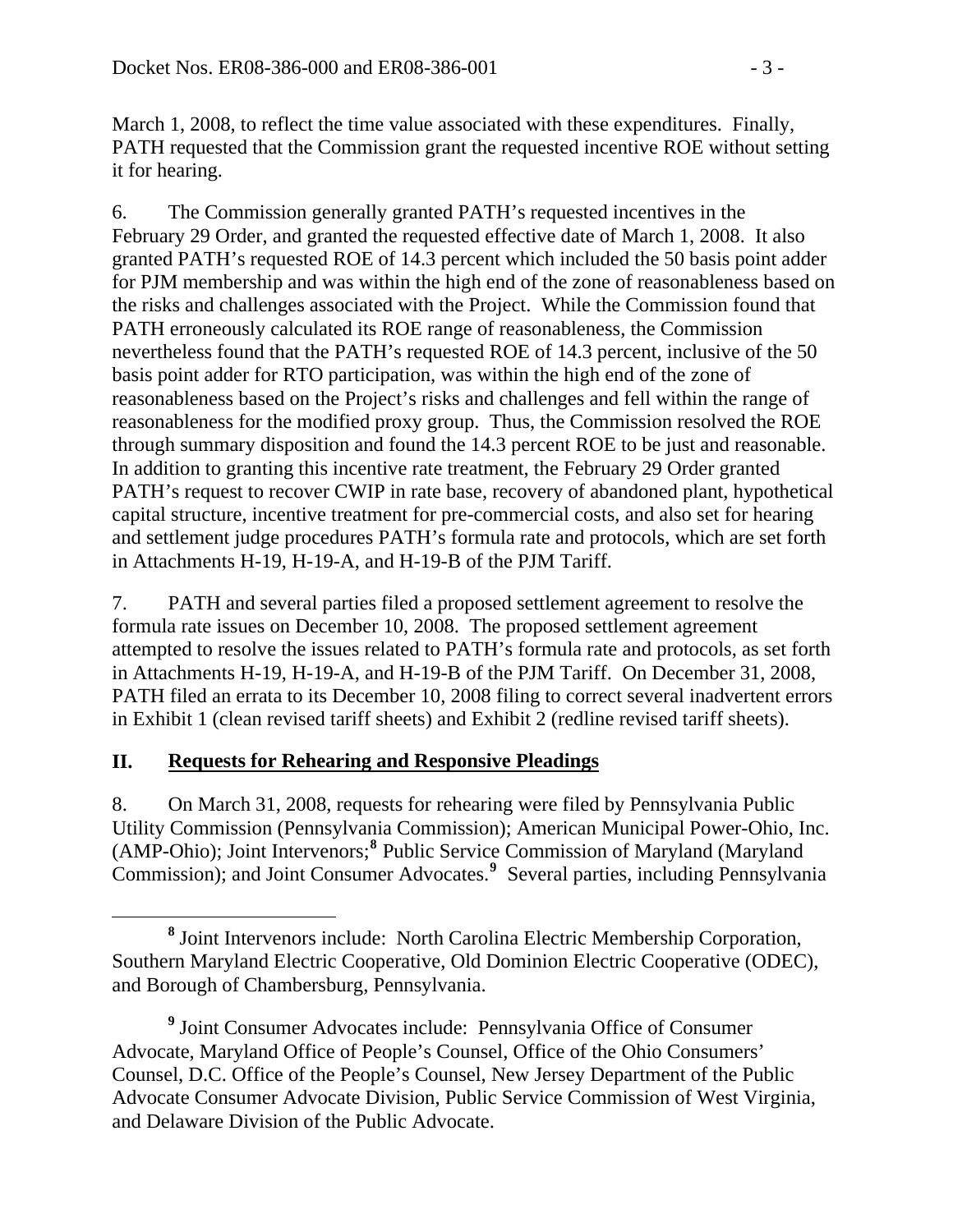March 1, 2008, to reflect the time value associated with these expenditures. Finally, PATH requested that the Commission grant the requested incentive ROE without setting it for hearing.

6. The Commission generally granted PATH's requested incentives in the February 29 Order, and granted the requested effective date of March 1, 2008. It also granted PATH's requested ROE of 14.3 percent which included the 50 basis point adder for PJM membership and was within the high end of the zone of reasonableness based on the risks and challenges associated with the Project. While the Commission found that PATH erroneously calculated its ROE range of reasonableness, the Commission nevertheless found that the PATH's requested ROE of 14.3 percent, inclusive of the 50 basis point adder for RTO participation, was within the high end of the zone of reasonableness based on the Project's risks and challenges and fell within the range of reasonableness for the modified proxy group. Thus, the Commission resolved the ROE through summary disposition and found the 14.3 percent ROE to be just and reasonable. In addition to granting this incentive rate treatment, the February 29 Order granted PATH's request to recover CWIP in rate base, recovery of abandoned plant, hypothetical capital structure, incentive treatment for pre-commercial costs, and also set for hearing and settlement judge procedures PATH's formula rate and protocols, which are set forth in Attachments H-19, H-19-A, and H-19-B of the PJM Tariff.

7. PATH and several parties filed a proposed settlement agreement to resolve the formula rate issues on December 10, 2008. The proposed settlement agreement attempted to resolve the issues related to PATH's formula rate and protocols, as set forth in Attachments H-19, H-19-A, and H-19-B of the PJM Tariff. On December 31, 2008, PATH filed an errata to its December 10, 2008 filing to correct several inadvertent errors in Exhibit 1 (clean revised tariff sheets) and Exhibit 2 (redline revised tariff sheets).

## II. Requests for Rehearing and Responsive Pleadings

8. On March 31, 2008, requests for rehearing were filed by Pennsylvania Public Utility Commission (Pennsylvania Commission); American Municipal Power-Ohio, Inc. (AMP-Ohio); Joint Intervenors;[8] Public Service Commission of Maryland (Maryland Commission); and Joint Consumer Advocates.[9] Several parties, including Pennsylvania

[8] Joint Intervenors include: North Carolina Electric Membership Corporation, Southern Maryland Electric Cooperative, Old Dominion Electric Cooperative (ODEC), and Borough of Chambersburg, Pennsylvania.

[9] Joint Consumer Advocates include: Pennsylvania Office of Consumer Advocate, Maryland Office of People's Counsel, Office of the Ohio Consumers' Counsel, D.C. Office of the People's Counsel, New Jersey Department of the Public Advocate Consumer Advocate Division, Public Service Commission of West Virginia, and Delaware Division of the Public Advocate.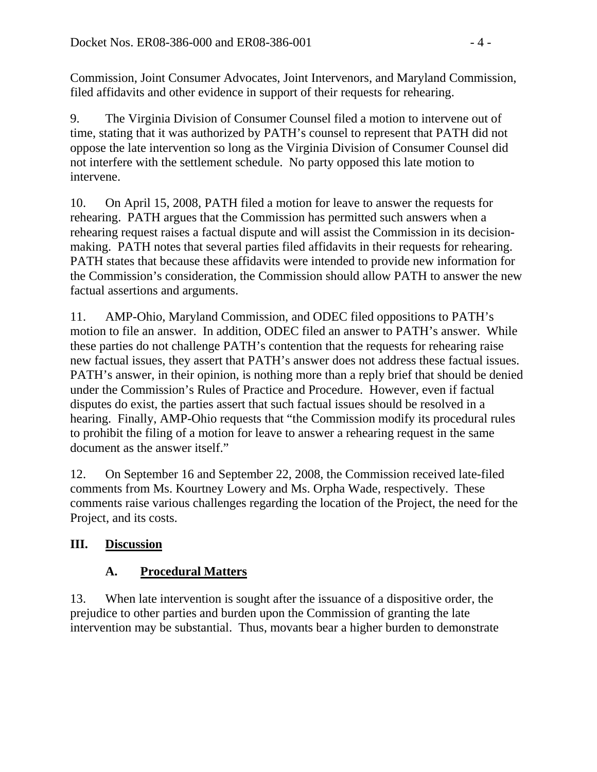Commission, Joint Consumer Advocates, Joint Intervenors, and Maryland Commission, filed affidavits and other evidence in support of their requests for rehearing.

9. The Virginia Division of Consumer Counsel filed a motion to intervene out of time, stating that it was authorized by PATH's counsel to represent that PATH did not oppose the late intervention so long as the Virginia Division of Consumer Counsel did not interfere with the settlement schedule. No party opposed this late motion to intervene.

10. On April 15, 2008, PATH filed a motion for leave to answer the requests for rehearing. PATH argues that the Commission has permitted such answers when a rehearing request raises a factual dispute and will assist the Commission in its decision-making. PATH notes that several parties filed affidavits in their requests for rehearing. PATH states that because these affidavits were intended to provide new information for the Commission's consideration, the Commission should allow PATH to answer the new factual assertions and arguments.

11. AMP-Ohio, Maryland Commission, and ODEC filed oppositions to PATH's motion to file an answer. In addition, ODEC filed an answer to PATH's answer. While these parties do not challenge PATH's contention that the requests for rehearing raise new factual issues, they assert that PATH's answer does not address these factual issues. PATH's answer, in their opinion, is nothing more than a reply brief that should be denied under the Commission's Rules of Practice and Procedure. However, even if factual disputes do exist, the parties assert that such factual issues should be resolved in a hearing. Finally, AMP-Ohio requests that "the Commission modify its procedural rules to prohibit the filing of a motion for leave to answer a rehearing request in the same document as the answer itself."

12. On September 16 and September 22, 2008, the Commission received late-filed comments from Ms. Kourtney Lowery and Ms. Orpha Wade, respectively. These comments raise various challenges regarding the location of the Project, the need for the Project, and its costs.

## III. Discussion

### A. Procedural Matters

13. When late intervention is sought after the issuance of a dispositive order, the prejudice to other parties and burden upon the Commission of granting the late intervention may be substantial. Thus, movants bear a higher burden to demonstrate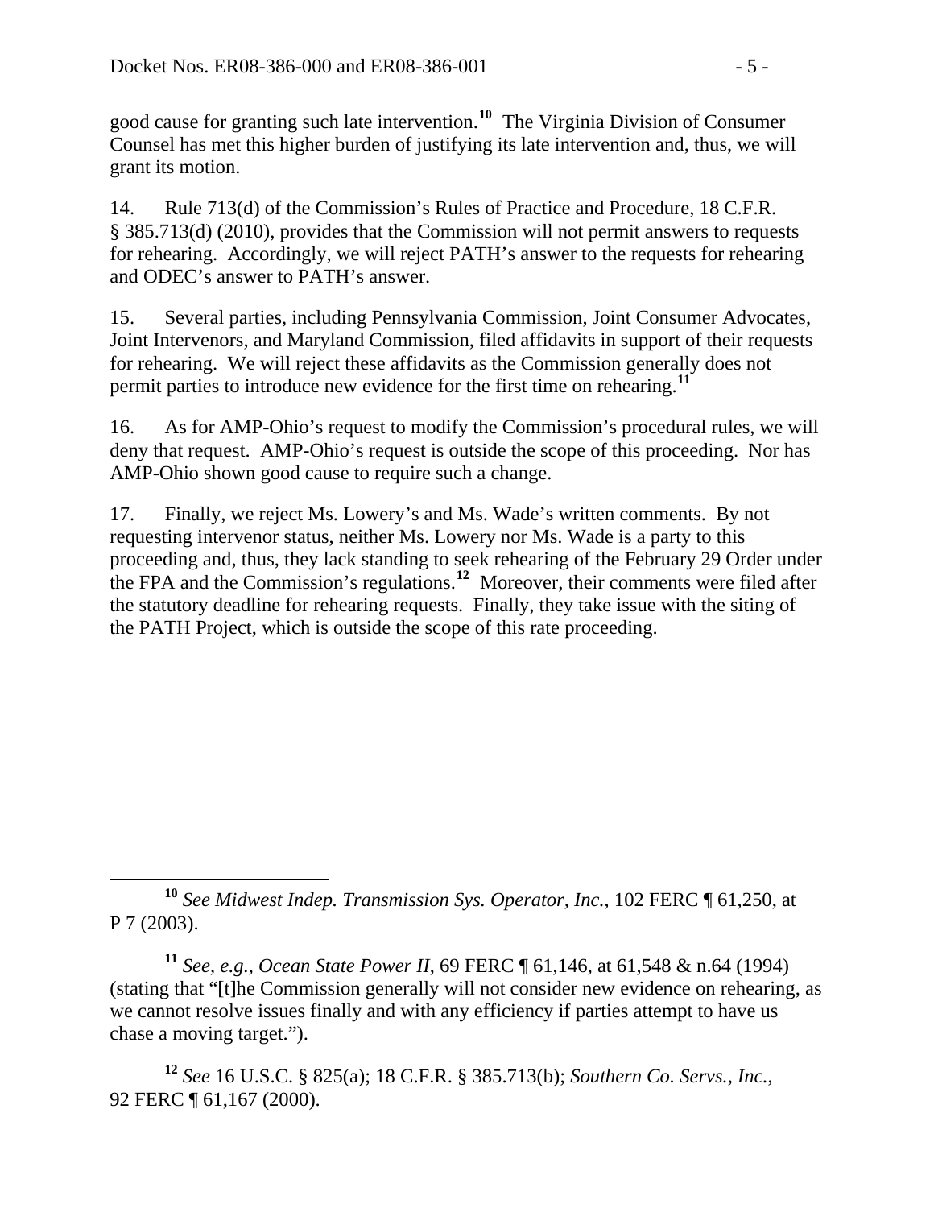good cause for granting such late intervention.[10] The Virginia Division of Consumer Counsel has met this higher burden of justifying its late intervention and, thus, we will grant its motion.

14. Rule 713(d) of the Commission's Rules of Practice and Procedure, 18 C.F.R. § 385.713(d) (2010), provides that the Commission will not permit answers to requests for rehearing. Accordingly, we will reject PATH's answer to the requests for rehearing and ODEC's answer to PATH's answer.

15. Several parties, including Pennsylvania Commission, Joint Consumer Advocates, Joint Intervenors, and Maryland Commission, filed affidavits in support of their requests for rehearing. We will reject these affidavits as the Commission generally does not permit parties to introduce new evidence for the first time on rehearing.[11]

16. As for AMP-Ohio's request to modify the Commission's procedural rules, we will deny that request. AMP-Ohio's request is outside the scope of this proceeding. Nor has AMP-Ohio shown good cause to require such a change.

17. Finally, we reject Ms. Lowery's and Ms. Wade's written comments. By not requesting intervenor status, neither Ms. Lowery nor Ms. Wade is a party to this proceeding and, thus, they lack standing to seek rehearing of the February 29 Order under the FPA and the Commission's regulations.[12] Moreover, their comments were filed after the statutory deadline for rehearing requests. Finally, they take issue with the siting of the PATH Project, which is outside the scope of this rate proceeding.

---

[10] *See Midwest Indep. Transmission Sys. Operator, Inc.*, 102 FERC ¶ 61,250, at P 7 (2003).

[11] *See, e.g.*, *Ocean State Power II*, 69 FERC ¶ 61,146, at 61,548 & n.64 (1994) (stating that "[t]he Commission generally will not consider new evidence on rehearing, as we cannot resolve issues finally and with any efficiency if parties attempt to have us chase a moving target.").

[12] *See* 16 U.S.C. § 825(a); 18 C.F.R. § 385.713(b); *Southern Co. Servs., Inc.*, 92 FERC ¶ 61,167 (2000).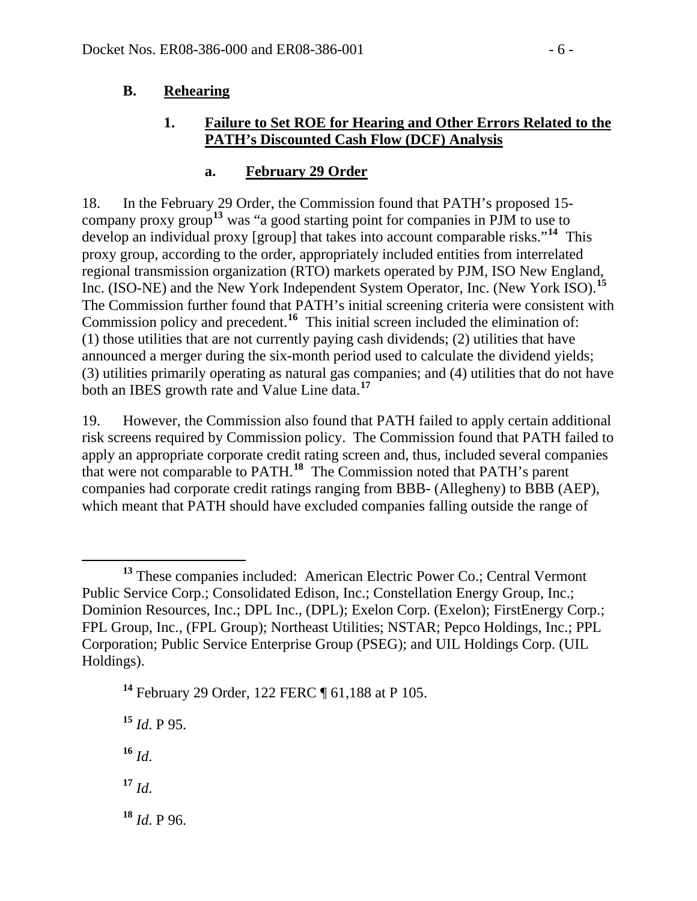### B. Rehearing

#### 1. Failure to Set ROE for Hearing and Other Errors Related to the PATH's Discounted Cash Flow (DCF) Analysis

##### a. February 29 Order

18. In the February 29 Order, the Commission found that PATH's proposed 15-company proxy group[13] was "a good starting point for companies in PJM to use to develop an individual proxy [group] that takes into account comparable risks."[14] This proxy group, according to the order, appropriately included entities from interrelated regional transmission organization (RTO) markets operated by PJM, ISO New England, Inc. (ISO-NE) and the New York Independent System Operator, Inc. (New York ISO).[15] The Commission further found that PATH's initial screening criteria were consistent with Commission policy and precedent.[16] This initial screen included the elimination of: (1) those utilities that are not currently paying cash dividends; (2) utilities that have announced a merger during the six-month period used to calculate the dividend yields; (3) utilities primarily operating as natural gas companies; and (4) utilities that do not have both an IBES growth rate and Value Line data.[17]

19. However, the Commission also found that PATH failed to apply certain additional risk screens required by Commission policy. The Commission found that PATH failed to apply an appropriate corporate credit rating screen and, thus, included several companies that were not comparable to PATH.[18] The Commission noted that PATH's parent companies had corporate credit ratings ranging from BBB- (Allegheny) to BBB (AEP), which meant that PATH should have excluded companies falling outside the range of

---

[13] These companies included: American Electric Power Co.; Central Vermont Public Service Corp.; Consolidated Edison, Inc.; Constellation Energy Group, Inc.; Dominion Resources, Inc.; DPL Inc., (DPL); Exelon Corp. (Exelon); FirstEnergy Corp.; FPL Group, Inc., (FPL Group); Northeast Utilities; NSTAR; Pepco Holdings, Inc.; PPL Corporation; Public Service Enterprise Group (PSEG); and UIL Holdings Corp. (UIL Holdings).

[14] February 29 Order, 122 FERC ¶ 61,188 at P 105.

[15] *Id*. P 95.

[16] *Id*.

[17] *Id*.

[18] *Id*. P 96.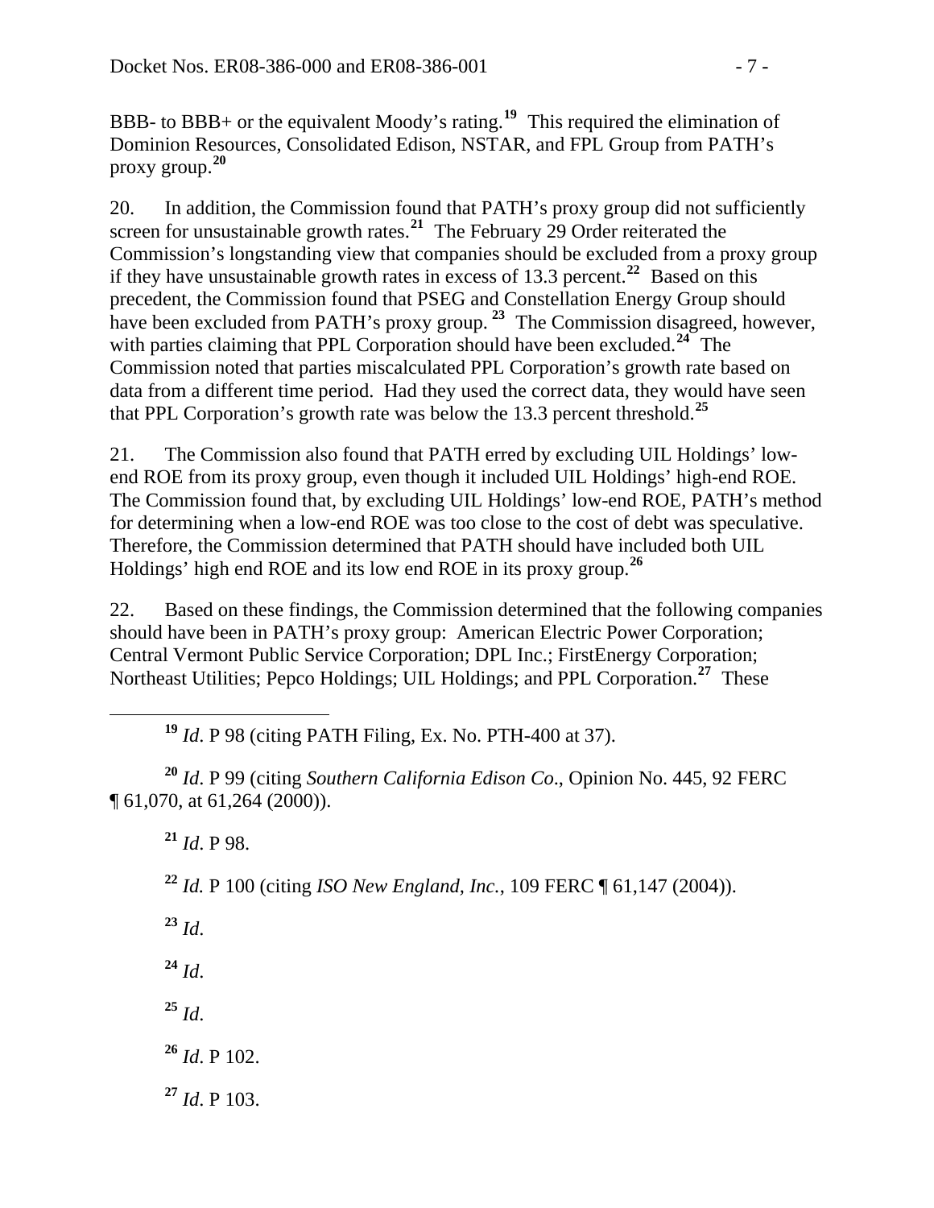BBB- to BBB+ or the equivalent Moody's rating.[19] This required the elimination of Dominion Resources, Consolidated Edison, NSTAR, and FPL Group from PATH's proxy group.[20]

20. In addition, the Commission found that PATH's proxy group did not sufficiently screen for unsustainable growth rates.[21] The February 29 Order reiterated the Commission's longstanding view that companies should be excluded from a proxy group if they have unsustainable growth rates in excess of 13.3 percent.[22] Based on this precedent, the Commission found that PSEG and Constellation Energy Group should have been excluded from PATH's proxy group.[23] The Commission disagreed, however, with parties claiming that PPL Corporation should have been excluded.[24] The Commission noted that parties miscalculated PPL Corporation's growth rate based on data from a different time period. Had they used the correct data, they would have seen that PPL Corporation's growth rate was below the 13.3 percent threshold.[25]

21. The Commission also found that PATH erred by excluding UIL Holdings' low-end ROE from its proxy group, even though it included UIL Holdings' high-end ROE. The Commission found that, by excluding UIL Holdings' low-end ROE, PATH's method for determining when a low-end ROE was too close to the cost of debt was speculative. Therefore, the Commission determined that PATH should have included both UIL Holdings' high end ROE and its low end ROE in its proxy group.[26]

22. Based on these findings, the Commission determined that the following companies should have been in PATH's proxy group: American Electric Power Corporation; Central Vermont Public Service Corporation; DPL Inc.; FirstEnergy Corporation; Northeast Utilities; Pepco Holdings; UIL Holdings; and PPL Corporation.[27] These

---

[19] *Id*. P 98 (citing PATH Filing, Ex. No. PTH-400 at 37).

[20] *Id*. P 99 (citing *Southern California Edison Co*., Opinion No. 445, 92 FERC ¶ 61,070, at 61,264 (2000)).

[21] *Id*. P 98.

[22] *Id.* P 100 (citing *ISO New England, Inc.*, 109 FERC ¶ 61,147 (2004)).

[23] *Id*.

[24] *Id*.

[25] *Id*.

[26] *Id*. P 102.

[27] *Id*. P 103.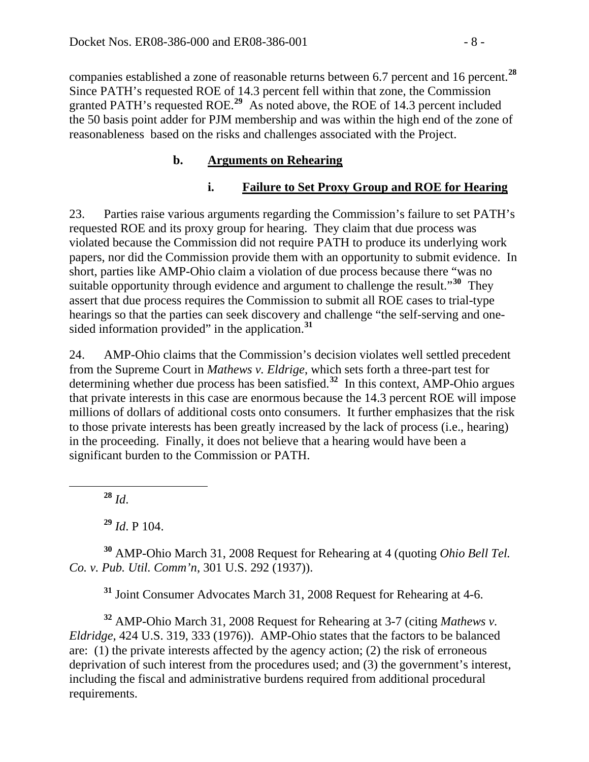companies established a zone of reasonable returns between 6.7 percent and 16 percent.[28] Since PATH's requested ROE of 14.3 percent fell within that zone, the Commission granted PATH's requested ROE.[29] As noted above, the ROE of 14.3 percent included the 50 basis point adder for PJM membership and was within the high end of the zone of reasonableness based on the risks and challenges associated with the Project.

### b. Arguments on Rehearing

#### i. Failure to Set Proxy Group and ROE for Hearing

23. Parties raise various arguments regarding the Commission's failure to set PATH's requested ROE and its proxy group for hearing. They claim that due process was violated because the Commission did not require PATH to produce its underlying work papers, nor did the Commission provide them with an opportunity to submit evidence. In short, parties like AMP-Ohio claim a violation of due process because there "was no suitable opportunity through evidence and argument to challenge the result."[30] They assert that due process requires the Commission to submit all ROE cases to trial-type hearings so that the parties can seek discovery and challenge "the self-serving and one-sided information provided" in the application.[31]

24. AMP-Ohio claims that the Commission's decision violates well settled precedent from the Supreme Court in *Mathews v. Eldrige*, which sets forth a three-part test for determining whether due process has been satisfied.[32] In this context, AMP-Ohio argues that private interests in this case are enormous because the 14.3 percent ROE will impose millions of dollars of additional costs onto consumers. It further emphasizes that the risk to those private interests has been greatly increased by the lack of process (i.e., hearing) in the proceeding. Finally, it does not believe that a hearing would have been a significant burden to the Commission or PATH.

---

[28] *Id*.

[29] *Id*. P 104.

[30] AMP-Ohio March 31, 2008 Request for Rehearing at 4 (quoting *Ohio Bell Tel. Co. v. Pub. Util. Comm'n*, 301 U.S. 292 (1937)).

[31] Joint Consumer Advocates March 31, 2008 Request for Rehearing at 4-6.

[32] AMP-Ohio March 31, 2008 Request for Rehearing at 3-7 (citing *Mathews v. Eldridge*, 424 U.S. 319, 333 (1976)). AMP-Ohio states that the factors to be balanced are: (1) the private interests affected by the agency action; (2) the risk of erroneous deprivation of such interest from the procedures used; and (3) the government's interest, including the fiscal and administrative burdens required from additional procedural requirements.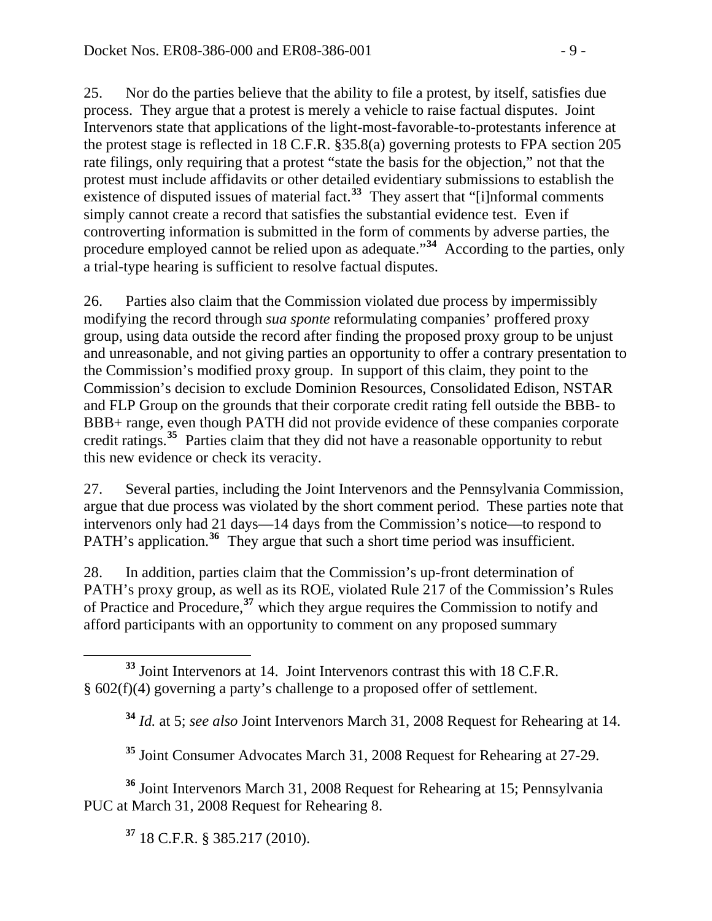25. Nor do the parties believe that the ability to file a protest, by itself, satisfies due process. They argue that a protest is merely a vehicle to raise factual disputes. Joint Intervenors state that applications of the light-most-favorable-to-protestants inference at the protest stage is reflected in 18 C.F.R. §35.8(a) governing protests to FPA section 205 rate filings, only requiring that a protest "state the basis for the objection," not that the protest must include affidavits or other detailed evidentiary submissions to establish the existence of disputed issues of material fact.[33] They assert that "[i]nformal comments simply cannot create a record that satisfies the substantial evidence test. Even if controverting information is submitted in the form of comments by adverse parties, the procedure employed cannot be relied upon as adequate."[34] According to the parties, only a trial-type hearing is sufficient to resolve factual disputes.

26. Parties also claim that the Commission violated due process by impermissibly modifying the record through *sua sponte* reformulating companies' proffered proxy group, using data outside the record after finding the proposed proxy group to be unjust and unreasonable, and not giving parties an opportunity to offer a contrary presentation to the Commission's modified proxy group. In support of this claim, they point to the Commission's decision to exclude Dominion Resources, Consolidated Edison, NSTAR and FLP Group on the grounds that their corporate credit rating fell outside the BBB- to BBB+ range, even though PATH did not provide evidence of these companies corporate credit ratings.[35] Parties claim that they did not have a reasonable opportunity to rebut this new evidence or check its veracity.

27. Several parties, including the Joint Intervenors and the Pennsylvania Commission, argue that due process was violated by the short comment period. These parties note that intervenors only had 21 days—14 days from the Commission's notice—to respond to PATH's application.[36] They argue that such a short time period was insufficient.

28. In addition, parties claim that the Commission's up-front determination of PATH's proxy group, as well as its ROE, violated Rule 217 of the Commission's Rules of Practice and Procedure,[37] which they argue requires the Commission to notify and afford participants with an opportunity to comment on any proposed summary

---

[33] Joint Intervenors at 14. Joint Intervenors contrast this with 18 C.F.R. § 602(f)(4) governing a party's challenge to a proposed offer of settlement.

[34] *Id.* at 5; *see also* Joint Intervenors March 31, 2008 Request for Rehearing at 14.

[35] Joint Consumer Advocates March 31, 2008 Request for Rehearing at 27-29.

[36] Joint Intervenors March 31, 2008 Request for Rehearing at 15; Pennsylvania PUC at March 31, 2008 Request for Rehearing 8.

[37] 18 C.F.R. § 385.217 (2010).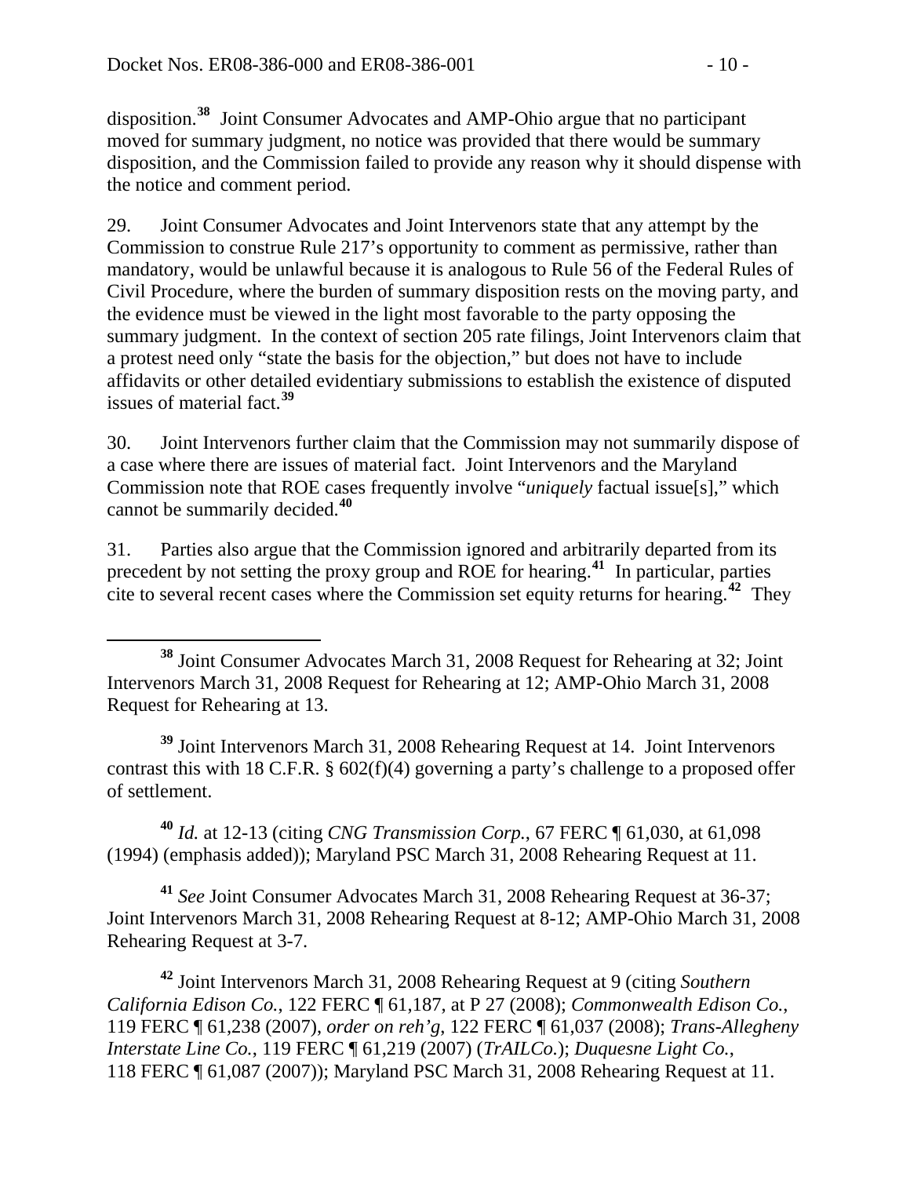disposition.[38] Joint Consumer Advocates and AMP-Ohio argue that no participant moved for summary judgment, no notice was provided that there would be summary disposition, and the Commission failed to provide any reason why it should dispense with the notice and comment period.

29. Joint Consumer Advocates and Joint Intervenors state that any attempt by the Commission to construe Rule 217's opportunity to comment as permissive, rather than mandatory, would be unlawful because it is analogous to Rule 56 of the Federal Rules of Civil Procedure, where the burden of summary disposition rests on the moving party, and the evidence must be viewed in the light most favorable to the party opposing the summary judgment. In the context of section 205 rate filings, Joint Intervenors claim that a protest need only "state the basis for the objection," but does not have to include affidavits or other detailed evidentiary submissions to establish the existence of disputed issues of material fact.[39]

30. Joint Intervenors further claim that the Commission may not summarily dispose of a case where there are issues of material fact. Joint Intervenors and the Maryland Commission note that ROE cases frequently involve "*uniquely* factual issue[s]," which cannot be summarily decided.[40]

31. Parties also argue that the Commission ignored and arbitrarily departed from its precedent by not setting the proxy group and ROE for hearing.[41] In particular, parties cite to several recent cases where the Commission set equity returns for hearing.[42] They

---

[38] Joint Consumer Advocates March 31, 2008 Request for Rehearing at 32; Joint Intervenors March 31, 2008 Request for Rehearing at 12; AMP-Ohio March 31, 2008 Request for Rehearing at 13.

[39] Joint Intervenors March 31, 2008 Rehearing Request at 14. Joint Intervenors contrast this with 18 C.F.R. § 602(f)(4) governing a party's challenge to a proposed offer of settlement.

[40] *Id.* at 12-13 (citing *CNG Transmission Corp.*, 67 FERC ¶ 61,030, at 61,098 (1994) (emphasis added)); Maryland PSC March 31, 2008 Rehearing Request at 11.

[41] *See* Joint Consumer Advocates March 31, 2008 Rehearing Request at 36-37; Joint Intervenors March 31, 2008 Rehearing Request at 8-12; AMP-Ohio March 31, 2008 Rehearing Request at 3-7.

[42] Joint Intervenors March 31, 2008 Rehearing Request at 9 (citing *Southern California Edison Co.*, 122 FERC ¶ 61,187, at P 27 (2008); *Commonwealth Edison Co.*, 119 FERC ¶ 61,238 (2007), *order on reh'g*, 122 FERC ¶ 61,037 (2008); *Trans-Allegheny Interstate Line Co.*, 119 FERC ¶ 61,219 (2007) (*TrAILCo.*); *Duquesne Light Co.*, 118 FERC ¶ 61,087 (2007)); Maryland PSC March 31, 2008 Rehearing Request at 11.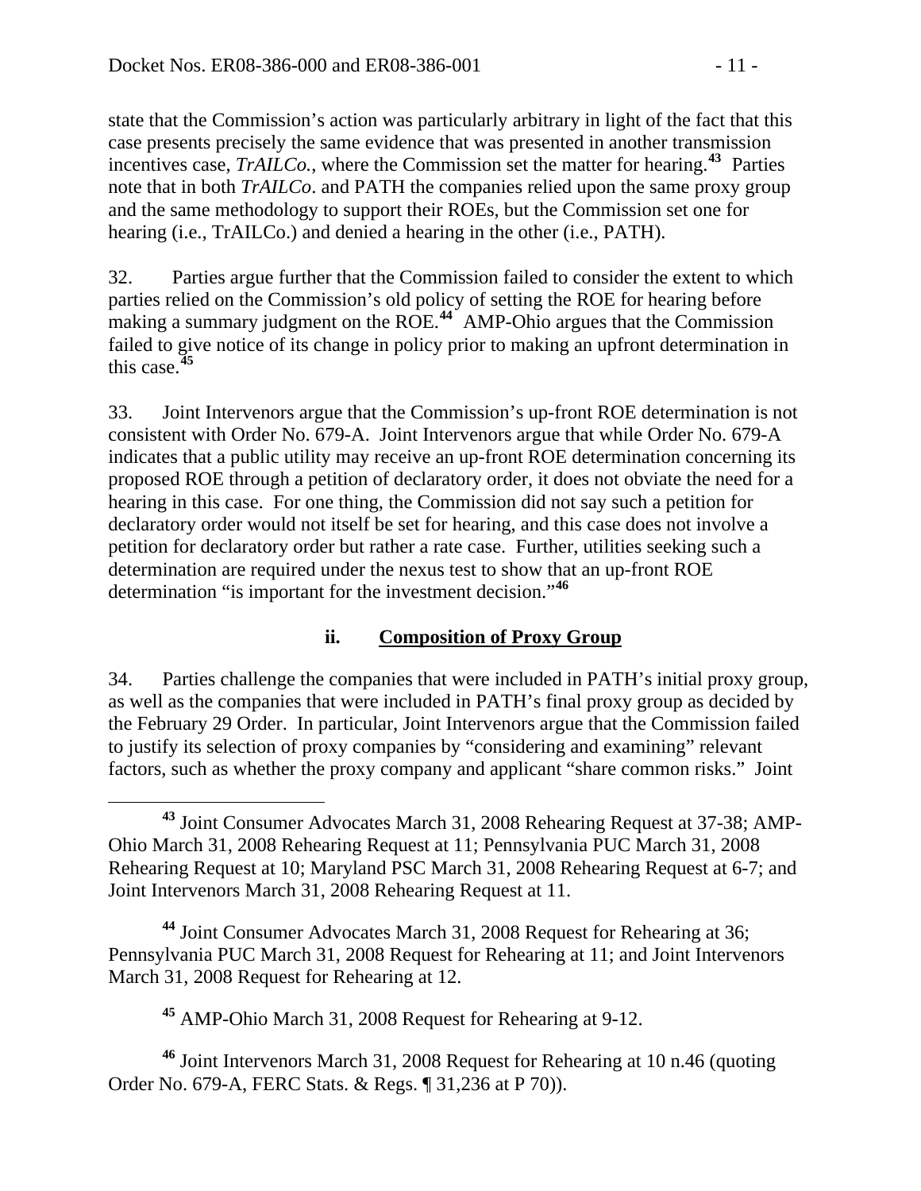state that the Commission's action was particularly arbitrary in light of the fact that this case presents precisely the same evidence that was presented in another transmission incentives case, *TrAILCo.*, where the Commission set the matter for hearing.[43] Parties note that in both *TrAILCo*. and PATH the companies relied upon the same proxy group and the same methodology to support their ROEs, but the Commission set one for hearing (i.e., TrAILCo.) and denied a hearing in the other (i.e., PATH).

32. Parties argue further that the Commission failed to consider the extent to which parties relied on the Commission's old policy of setting the ROE for hearing before making a summary judgment on the ROE.[44] AMP-Ohio argues that the Commission failed to give notice of its change in policy prior to making an upfront determination in this case.[45]

33. Joint Intervenors argue that the Commission's up-front ROE determination is not consistent with Order No. 679-A. Joint Intervenors argue that while Order No. 679-A indicates that a public utility may receive an up-front ROE determination concerning its proposed ROE through a petition of declaratory order, it does not obviate the need for a hearing in this case. For one thing, the Commission did not say such a petition for declaratory order would not itself be set for hearing, and this case does not involve a petition for declaratory order but rather a rate case. Further, utilities seeking such a determination are required under the nexus test to show that an up-front ROE determination "is important for the investment decision."[46]

### ii. Composition of Proxy Group

34. Parties challenge the companies that were included in PATH's initial proxy group, as well as the companies that were included in PATH's final proxy group as decided by the February 29 Order. In particular, Joint Intervenors argue that the Commission failed to justify its selection of proxy companies by "considering and examining" relevant factors, such as whether the proxy company and applicant "share common risks." Joint

---

[43] Joint Consumer Advocates March 31, 2008 Rehearing Request at 37-38; AMP-Ohio March 31, 2008 Rehearing Request at 11; Pennsylvania PUC March 31, 2008 Rehearing Request at 10; Maryland PSC March 31, 2008 Rehearing Request at 6-7; and Joint Intervenors March 31, 2008 Rehearing Request at 11.

[44] Joint Consumer Advocates March 31, 2008 Request for Rehearing at 36; Pennsylvania PUC March 31, 2008 Request for Rehearing at 11; and Joint Intervenors March 31, 2008 Request for Rehearing at 12.

[45] AMP-Ohio March 31, 2008 Request for Rehearing at 9-12.

[46] Joint Intervenors March 31, 2008 Request for Rehearing at 10 n.46 (quoting Order No. 679-A, FERC Stats. & Regs. ¶ 31,236 at P 70)).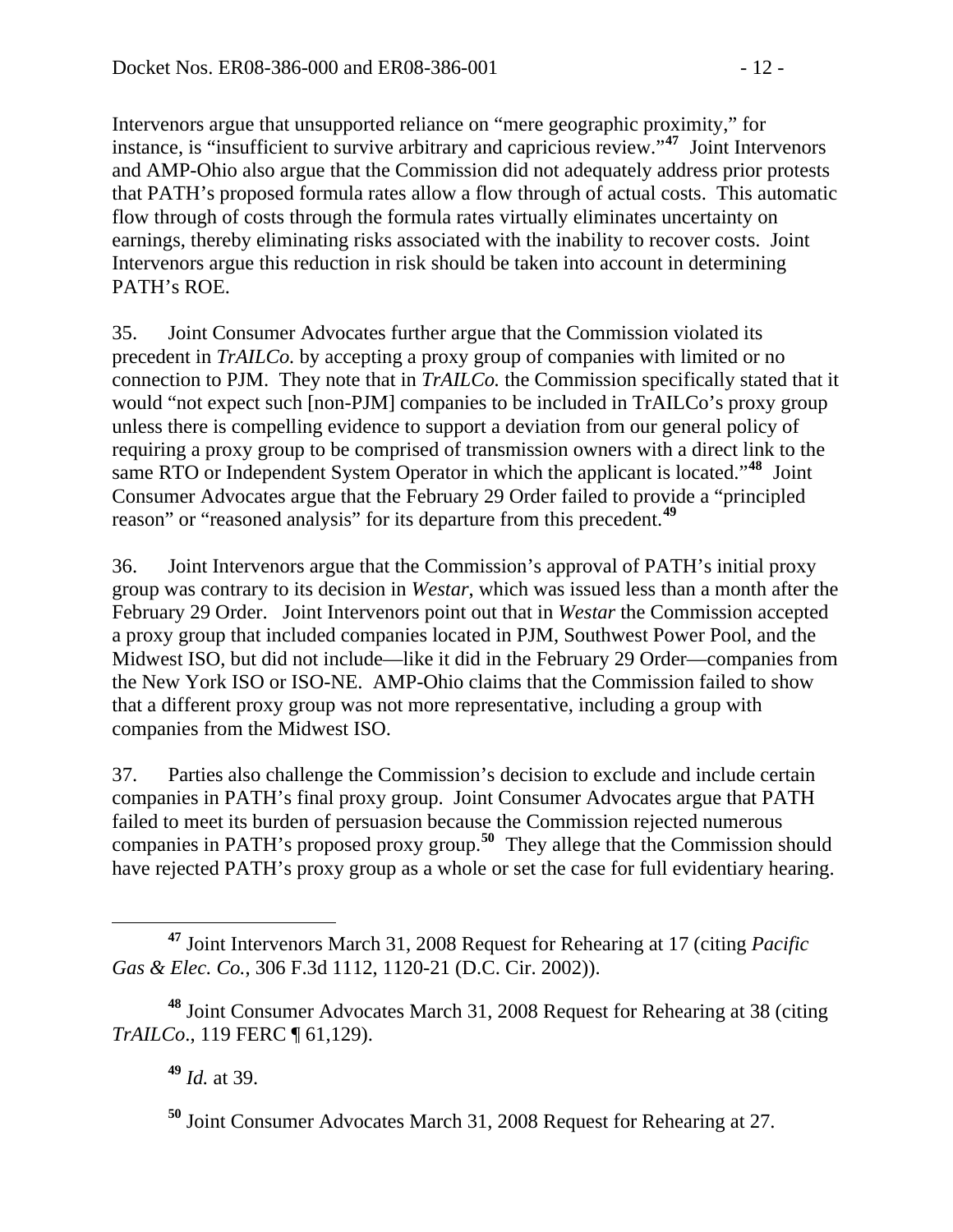Intervenors argue that unsupported reliance on "mere geographic proximity," for instance, is "insufficient to survive arbitrary and capricious review."[47] Joint Intervenors and AMP-Ohio also argue that the Commission did not adequately address prior protests that PATH's proposed formula rates allow a flow through of actual costs. This automatic flow through of costs through the formula rates virtually eliminates uncertainty on earnings, thereby eliminating risks associated with the inability to recover costs. Joint Intervenors argue this reduction in risk should be taken into account in determining PATH's ROE.

35. Joint Consumer Advocates further argue that the Commission violated its precedent in *TrAILCo.* by accepting a proxy group of companies with limited or no connection to PJM. They note that in *TrAILCo.* the Commission specifically stated that it would "not expect such [non-PJM] companies to be included in TrAILCo's proxy group unless there is compelling evidence to support a deviation from our general policy of requiring a proxy group to be comprised of transmission owners with a direct link to the same RTO or Independent System Operator in which the applicant is located."[48] Joint Consumer Advocates argue that the February 29 Order failed to provide a "principled reason" or "reasoned analysis" for its departure from this precedent.[49]

36. Joint Intervenors argue that the Commission's approval of PATH's initial proxy group was contrary to its decision in *Westar*, which was issued less than a month after the February 29 Order. Joint Intervenors point out that in *Westar* the Commission accepted a proxy group that included companies located in PJM, Southwest Power Pool, and the Midwest ISO, but did not include—like it did in the February 29 Order—companies from the New York ISO or ISO-NE. AMP-Ohio claims that the Commission failed to show that a different proxy group was not more representative, including a group with companies from the Midwest ISO.

37. Parties also challenge the Commission's decision to exclude and include certain companies in PATH's final proxy group. Joint Consumer Advocates argue that PATH failed to meet its burden of persuasion because the Commission rejected numerous companies in PATH's proposed proxy group.[50] They allege that the Commission should have rejected PATH's proxy group as a whole or set the case for full evidentiary hearing.

---

[47] Joint Intervenors March 31, 2008 Request for Rehearing at 17 (citing *Pacific Gas & Elec. Co.*, 306 F.3d 1112, 1120-21 (D.C. Cir. 2002)).

[48] Joint Consumer Advocates March 31, 2008 Request for Rehearing at 38 (citing *TrAILCo.*, 119 FERC ¶ 61,129).

[49] *Id.* at 39.

[50] Joint Consumer Advocates March 31, 2008 Request for Rehearing at 27.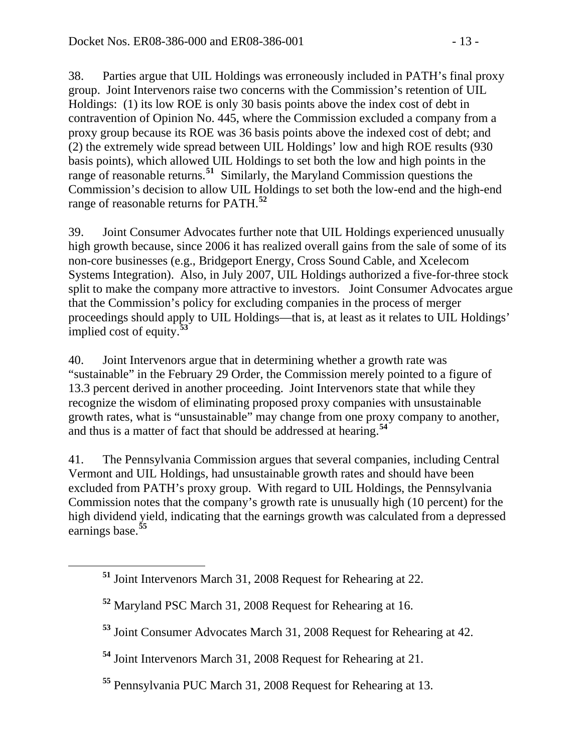38. Parties argue that UIL Holdings was erroneously included in PATH's final proxy group. Joint Intervenors raise two concerns with the Commission's retention of UIL Holdings: (1) its low ROE is only 30 basis points above the index cost of debt in contravention of Opinion No. 445, where the Commission excluded a company from a proxy group because its ROE was 36 basis points above the indexed cost of debt; and (2) the extremely wide spread between UIL Holdings' low and high ROE results (930 basis points), which allowed UIL Holdings to set both the low and high points in the range of reasonable returns.[51] Similarly, the Maryland Commission questions the Commission's decision to allow UIL Holdings to set both the low-end and the high-end range of reasonable returns for PATH.[52]

39. Joint Consumer Advocates further note that UIL Holdings experienced unusually high growth because, since 2006 it has realized overall gains from the sale of some of its non-core businesses (e.g., Bridgeport Energy, Cross Sound Cable, and Xcelecom Systems Integration). Also, in July 2007, UIL Holdings authorized a five-for-three stock split to make the company more attractive to investors. Joint Consumer Advocates argue that the Commission's policy for excluding companies in the process of merger proceedings should apply to UIL Holdings—that is, at least as it relates to UIL Holdings' implied cost of equity.[53]

40. Joint Intervenors argue that in determining whether a growth rate was "sustainable" in the February 29 Order, the Commission merely pointed to a figure of 13.3 percent derived in another proceeding. Joint Intervenors state that while they recognize the wisdom of eliminating proposed proxy companies with unsustainable growth rates, what is "unsustainable" may change from one proxy company to another, and thus is a matter of fact that should be addressed at hearing.[54]

41. The Pennsylvania Commission argues that several companies, including Central Vermont and UIL Holdings, had unsustainable growth rates and should have been excluded from PATH's proxy group. With regard to UIL Holdings, the Pennsylvania Commission notes that the company's growth rate is unusually high (10 percent) for the high dividend yield, indicating that the earnings growth was calculated from a depressed earnings base.[55]

---

[51] Joint Intervenors March 31, 2008 Request for Rehearing at 22.

[52] Maryland PSC March 31, 2008 Request for Rehearing at 16.

[53] Joint Consumer Advocates March 31, 2008 Request for Rehearing at 42.

[54] Joint Intervenors March 31, 2008 Request for Rehearing at 21.

[55] Pennsylvania PUC March 31, 2008 Request for Rehearing at 13.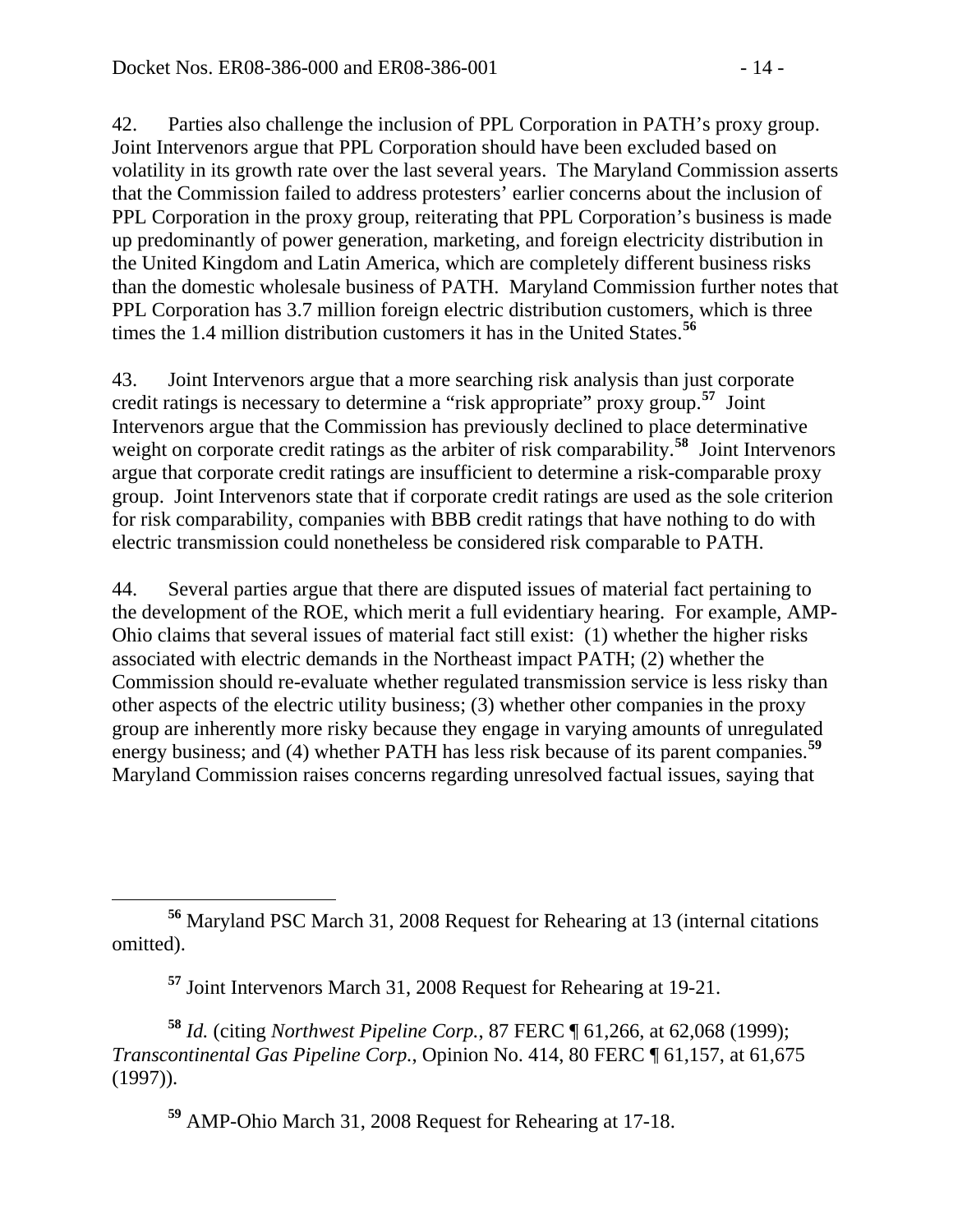42. Parties also challenge the inclusion of PPL Corporation in PATH's proxy group. Joint Intervenors argue that PPL Corporation should have been excluded based on volatility in its growth rate over the last several years. The Maryland Commission asserts that the Commission failed to address protesters' earlier concerns about the inclusion of PPL Corporation in the proxy group, reiterating that PPL Corporation's business is made up predominantly of power generation, marketing, and foreign electricity distribution in the United Kingdom and Latin America, which are completely different business risks than the domestic wholesale business of PATH. Maryland Commission further notes that PPL Corporation has 3.7 million foreign electric distribution customers, which is three times the 1.4 million distribution customers it has in the United States.[56]

43. Joint Intervenors argue that a more searching risk analysis than just corporate credit ratings is necessary to determine a "risk appropriate" proxy group.[57] Joint Intervenors argue that the Commission has previously declined to place determinative weight on corporate credit ratings as the arbiter of risk comparability.[58] Joint Intervenors argue that corporate credit ratings are insufficient to determine a risk-comparable proxy group. Joint Intervenors state that if corporate credit ratings are used as the sole criterion for risk comparability, companies with BBB credit ratings that have nothing to do with electric transmission could nonetheless be considered risk comparable to PATH.

44. Several parties argue that there are disputed issues of material fact pertaining to the development of the ROE, which merit a full evidentiary hearing. For example, AMP-Ohio claims that several issues of material fact still exist: (1) whether the higher risks associated with electric demands in the Northeast impact PATH; (2) whether the Commission should re-evaluate whether regulated transmission service is less risky than other aspects of the electric utility business; (3) whether other companies in the proxy group are inherently more risky because they engage in varying amounts of unregulated energy business; and (4) whether PATH has less risk because of its parent companies.[59] Maryland Commission raises concerns regarding unresolved factual issues, saying that

[56] Maryland PSC March 31, 2008 Request for Rehearing at 13 (internal citations omitted).

[57] Joint Intervenors March 31, 2008 Request for Rehearing at 19-21.

[58] *Id.* (citing *Northwest Pipeline Corp.*, 87 FERC ¶ 61,266, at 62,068 (1999); *Transcontinental Gas Pipeline Corp.*, Opinion No. 414, 80 FERC ¶ 61,157, at 61,675 (1997)).

[59] AMP-Ohio March 31, 2008 Request for Rehearing at 17-18.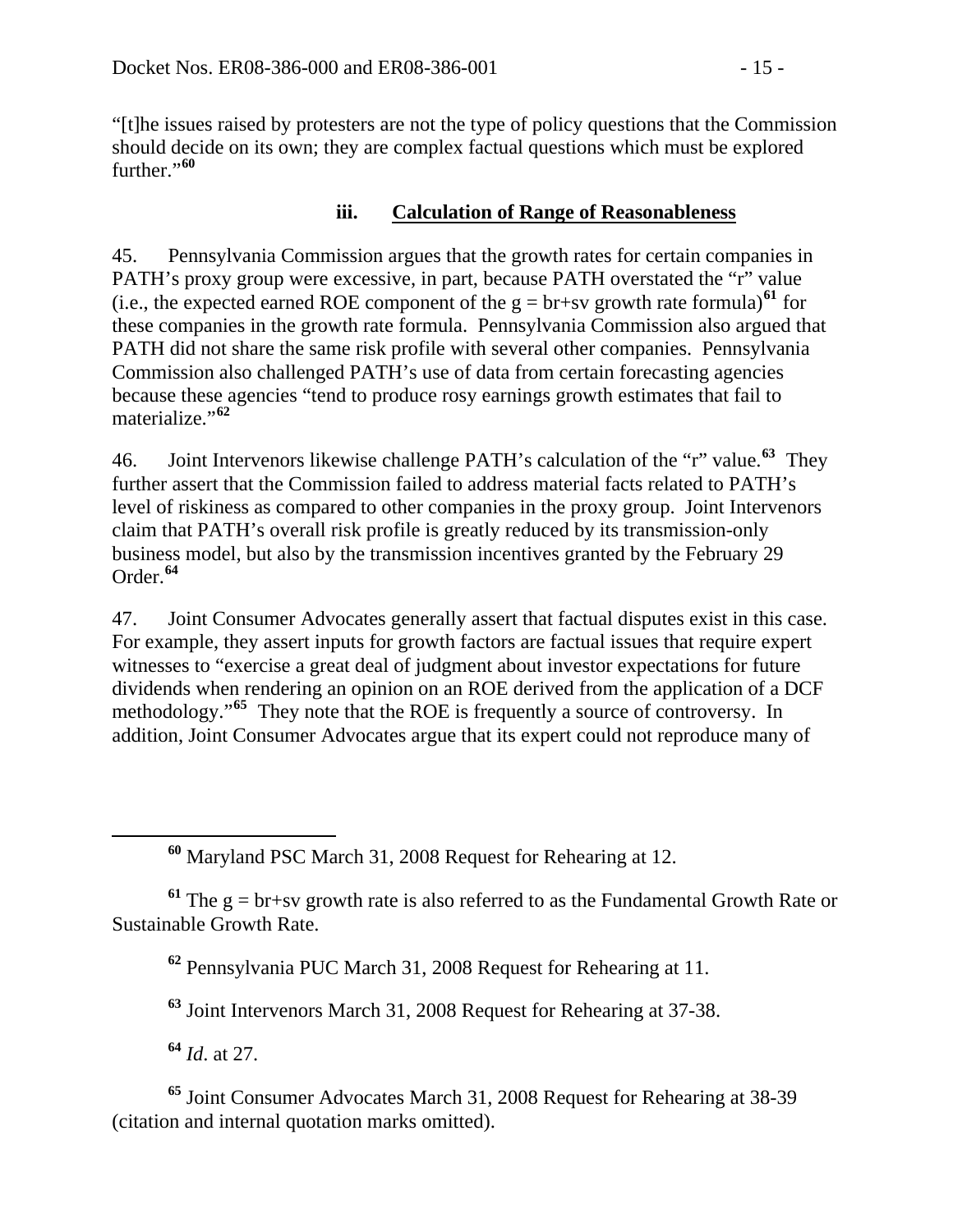"[t]he issues raised by protesters are not the type of policy questions that the Commission should decide on its own; they are complex factual questions which must be explored further."[60]

### iii. Calculation of Range of Reasonableness

45. Pennsylvania Commission argues that the growth rates for certain companies in PATH's proxy group were excessive, in part, because PATH overstated the "r" value (i.e., the expected earned ROE component of the $g = br+sv$ growth rate formula)[61] for these companies in the growth rate formula. Pennsylvania Commission also argued that PATH did not share the same risk profile with several other companies. Pennsylvania Commission also challenged PATH's use of data from certain forecasting agencies because these agencies "tend to produce rosy earnings growth estimates that fail to materialize."[62]

46. Joint Intervenors likewise challenge PATH's calculation of the "r" value.[63] They further assert that the Commission failed to address material facts related to PATH's level of riskiness as compared to other companies in the proxy group. Joint Intervenors claim that PATH's overall risk profile is greatly reduced by its transmission-only business model, but also by the transmission incentives granted by the February 29 Order.[64]

47. Joint Consumer Advocates generally assert that factual disputes exist in this case. For example, they assert inputs for growth factors are factual issues that require expert witnesses to "exercise a great deal of judgment about investor expectations for future dividends when rendering an opinion on an ROE derived from the application of a DCF methodology."[65] They note that the ROE is frequently a source of controversy. In addition, Joint Consumer Advocates argue that its expert could not reproduce many of

---

[60] Maryland PSC March 31, 2008 Request for Rehearing at 12.

[61] The $g = br+sv$ growth rate is also referred to as the Fundamental Growth Rate or Sustainable Growth Rate.

[62] Pennsylvania PUC March 31, 2008 Request for Rehearing at 11.

[63] Joint Intervenors March 31, 2008 Request for Rehearing at 37-38.

[64] *Id*. at 27.

[65] Joint Consumer Advocates March 31, 2008 Request for Rehearing at 38-39 (citation and internal quotation marks omitted).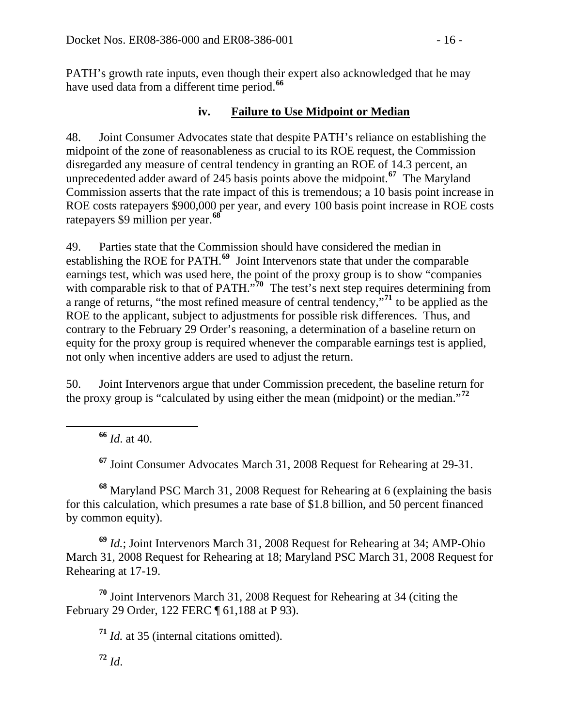PATH's growth rate inputs, even though their expert also acknowledged that he may have used data from a different time period.[66]

### iv. Failure to Use Midpoint or Median

48. Joint Consumer Advocates state that despite PATH's reliance on establishing the midpoint of the zone of reasonableness as crucial to its ROE request, the Commission disregarded any measure of central tendency in granting an ROE of 14.3 percent, an unprecedented adder award of 245 basis points above the midpoint.[67] The Maryland Commission asserts that the rate impact of this is tremendous; a 10 basis point increase in ROE costs ratepayers $900,000 per year, and every 100 basis point increase in ROE costs ratepayers $9 million per year.[68]

49. Parties state that the Commission should have considered the median in establishing the ROE for PATH.[69] Joint Intervenors state that under the comparable earnings test, which was used here, the point of the proxy group is to show "companies with comparable risk to that of PATH."[70] The test's next step requires determining from a range of returns, "the most refined measure of central tendency,"[71] to be applied as the ROE to the applicant, subject to adjustments for possible risk differences. Thus, and contrary to the February 29 Order's reasoning, a determination of a baseline return on equity for the proxy group is required whenever the comparable earnings test is applied, not only when incentive adders are used to adjust the return.

50. Joint Intervenors argue that under Commission precedent, the baseline return for the proxy group is "calculated by using either the mean (midpoint) or the median."[72]

---

[66] *Id*. at 40.

[67] Joint Consumer Advocates March 31, 2008 Request for Rehearing at 29-31.

[68] Maryland PSC March 31, 2008 Request for Rehearing at 6 (explaining the basis for this calculation, which presumes a rate base of $1.8 billion, and 50 percent financed by common equity).

[69] *Id.*; Joint Intervenors March 31, 2008 Request for Rehearing at 34; AMP-Ohio March 31, 2008 Request for Rehearing at 18; Maryland PSC March 31, 2008 Request for Rehearing at 17-19.

[70] Joint Intervenors March 31, 2008 Request for Rehearing at 34 (citing the February 29 Order, 122 FERC ¶ 61,188 at P 93).

[71] *Id.* at 35 (internal citations omitted).

[72] *Id*.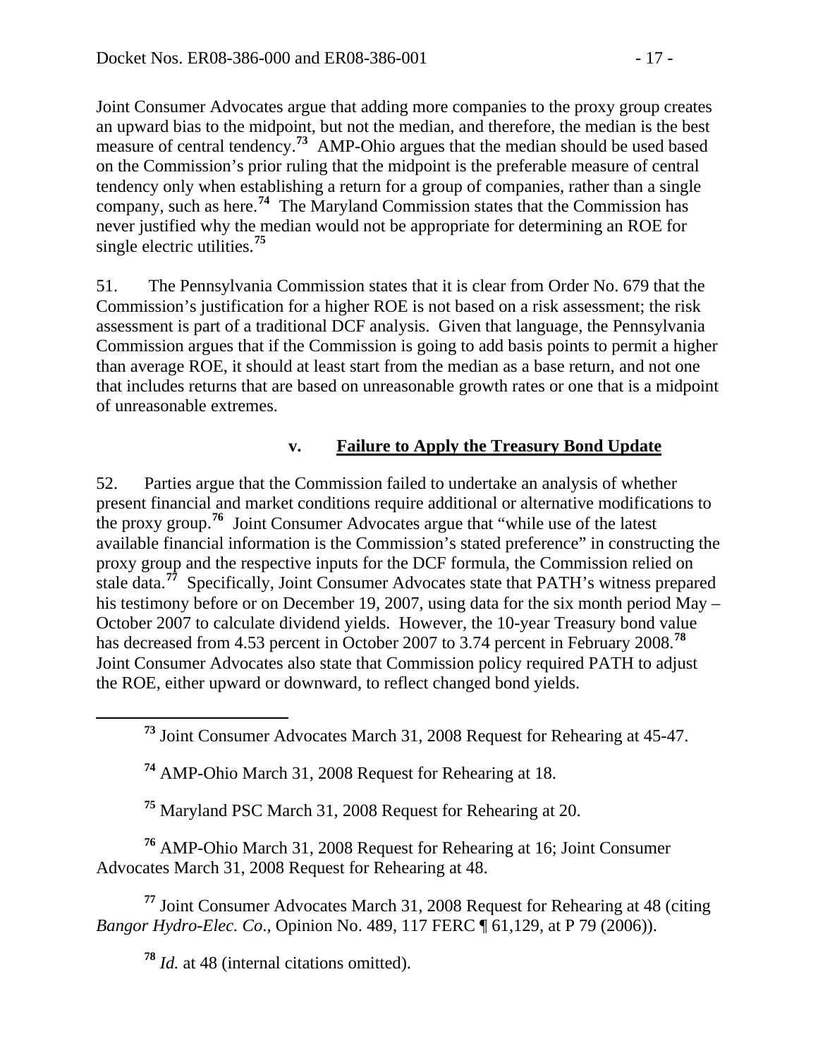Joint Consumer Advocates argue that adding more companies to the proxy group creates an upward bias to the midpoint, but not the median, and therefore, the median is the best measure of central tendency.[73] AMP-Ohio argues that the median should be used based on the Commission's prior ruling that the midpoint is the preferable measure of central tendency only when establishing a return for a group of companies, rather than a single company, such as here.[74] The Maryland Commission states that the Commission has never justified why the median would not be appropriate for determining an ROE for single electric utilities.[75]

51. The Pennsylvania Commission states that it is clear from Order No. 679 that the Commission's justification for a higher ROE is not based on a risk assessment; the risk assessment is part of a traditional DCF analysis. Given that language, the Pennsylvania Commission argues that if the Commission is going to add basis points to permit a higher than average ROE, it should at least start from the median as a base return, and not one that includes returns that are based on unreasonable growth rates or one that is a midpoint of unreasonable extremes.

### v. Failure to Apply the Treasury Bond Update

52. Parties argue that the Commission failed to undertake an analysis of whether present financial and market conditions require additional or alternative modifications to the proxy group.[76] Joint Consumer Advocates argue that "while use of the latest available financial information is the Commission's stated preference" in constructing the proxy group and the respective inputs for the DCF formula, the Commission relied on stale data.[77] Specifically, Joint Consumer Advocates state that PATH's witness prepared his testimony before or on December 19, 2007, using data for the six month period May – October 2007 to calculate dividend yields. However, the 10-year Treasury bond value has decreased from 4.53 percent in October 2007 to 3.74 percent in February 2008.[78] Joint Consumer Advocates also state that Commission policy required PATH to adjust the ROE, either upward or downward, to reflect changed bond yields.

---

[73] Joint Consumer Advocates March 31, 2008 Request for Rehearing at 45-47.

[74] AMP-Ohio March 31, 2008 Request for Rehearing at 18.

[75] Maryland PSC March 31, 2008 Request for Rehearing at 20.

[76] AMP-Ohio March 31, 2008 Request for Rehearing at 16; Joint Consumer Advocates March 31, 2008 Request for Rehearing at 48.

[77] Joint Consumer Advocates March 31, 2008 Request for Rehearing at 48 (citing *Bangor Hydro-Elec. Co.*, Opinion No. 489, 117 FERC ¶ 61,129, at P 79 (2006)).

[78] *Id.* at 48 (internal citations omitted).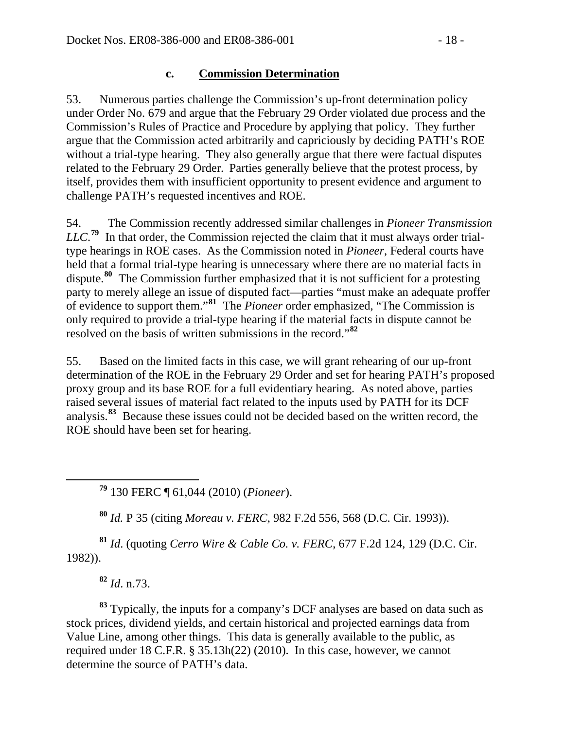#### c. Commission Determination

53. Numerous parties challenge the Commission's up-front determination policy under Order No. 679 and argue that the February 29 Order violated due process and the Commission's Rules of Practice and Procedure by applying that policy. They further argue that the Commission acted arbitrarily and capriciously by deciding PATH's ROE without a trial-type hearing. They also generally argue that there were factual disputes related to the February 29 Order. Parties generally believe that the protest process, by itself, provides them with insufficient opportunity to present evidence and argument to challenge PATH's requested incentives and ROE.

54. The Commission recently addressed similar challenges in *Pioneer Transmission LLC*.[79] In that order, the Commission rejected the claim that it must always order trial-type hearings in ROE cases. As the Commission noted in *Pioneer*, Federal courts have held that a formal trial-type hearing is unnecessary where there are no material facts in dispute.[80] The Commission further emphasized that it is not sufficient for a protesting party to merely allege an issue of disputed fact—parties "must make an adequate proffer of evidence to support them."[81] The *Pioneer* order emphasized, "The Commission is only required to provide a trial-type hearing if the material facts in dispute cannot be resolved on the basis of written submissions in the record."[82]

55. Based on the limited facts in this case, we will grant rehearing of our up-front determination of the ROE in the February 29 Order and set for hearing PATH's proposed proxy group and its base ROE for a full evidentiary hearing. As noted above, parties raised several issues of material fact related to the inputs used by PATH for its DCF analysis.[83] Because these issues could not be decided based on the written record, the ROE should have been set for hearing.

---

[79] 130 FERC ¶ 61,044 (2010) (*Pioneer*).

[80] *Id.* P 35 (citing *Moreau v. FERC*, 982 F.2d 556, 568 (D.C. Cir. 1993)).

[81] *Id*. (quoting *Cerro Wire & Cable Co. v. FERC*, 677 F.2d 124, 129 (D.C. Cir. 1982)).

[82] *Id*. n.73.

[83] Typically, the inputs for a company's DCF analyses are based on data such as stock prices, dividend yields, and certain historical and projected earnings data from Value Line, among other things. This data is generally available to the public, as required under 18 C.F.R. § 35.13h(22) (2010). In this case, however, we cannot determine the source of PATH's data.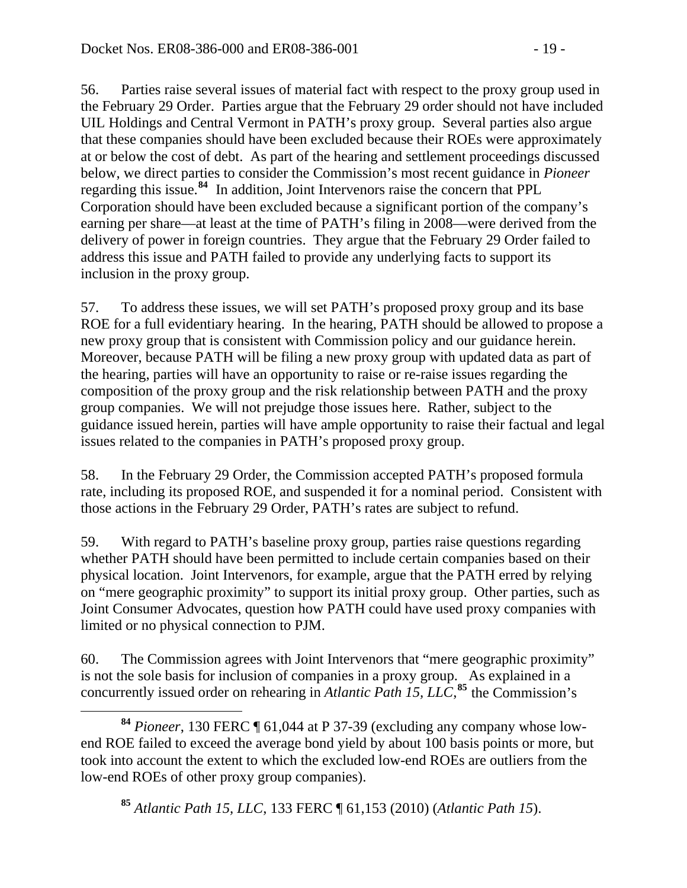56. Parties raise several issues of material fact with respect to the proxy group used in the February 29 Order. Parties argue that the February 29 order should not have included UIL Holdings and Central Vermont in PATH's proxy group. Several parties also argue that these companies should have been excluded because their ROEs were approximately at or below the cost of debt. As part of the hearing and settlement proceedings discussed below, we direct parties to consider the Commission's most recent guidance in *Pioneer* regarding this issue.[84] In addition, Joint Intervenors raise the concern that PPL Corporation should have been excluded because a significant portion of the company's earning per share—at least at the time of PATH's filing in 2008—were derived from the delivery of power in foreign countries. They argue that the February 29 Order failed to address this issue and PATH failed to provide any underlying facts to support its inclusion in the proxy group.

57. To address these issues, we will set PATH's proposed proxy group and its base ROE for a full evidentiary hearing. In the hearing, PATH should be allowed to propose a new proxy group that is consistent with Commission policy and our guidance herein. Moreover, because PATH will be filing a new proxy group with updated data as part of the hearing, parties will have an opportunity to raise or re-raise issues regarding the composition of the proxy group and the risk relationship between PATH and the proxy group companies. We will not prejudge those issues here. Rather, subject to the guidance issued herein, parties will have ample opportunity to raise their factual and legal issues related to the companies in PATH's proposed proxy group.

58. In the February 29 Order, the Commission accepted PATH's proposed formula rate, including its proposed ROE, and suspended it for a nominal period. Consistent with those actions in the February 29 Order, PATH's rates are subject to refund.

59. With regard to PATH's baseline proxy group, parties raise questions regarding whether PATH should have been permitted to include certain companies based on their physical location. Joint Intervenors, for example, argue that the PATH erred by relying on "mere geographic proximity" to support its initial proxy group. Other parties, such as Joint Consumer Advocates, question how PATH could have used proxy companies with limited or no physical connection to PJM.

60. The Commission agrees with Joint Intervenors that "mere geographic proximity" is not the sole basis for inclusion of companies in a proxy group. As explained in a concurrently issued order on rehearing in *Atlantic Path 15, LLC*,[85] the Commission's

---

[84] *Pioneer*, 130 FERC ¶ 61,044 at P 37-39 (excluding any company whose low-end ROE failed to exceed the average bond yield by about 100 basis points or more, but took into account the extent to which the excluded low-end ROEs are outliers from the low-end ROEs of other proxy group companies).

[85] *Atlantic Path 15, LLC*, 133 FERC ¶ 61,153 (2010) (*Atlantic Path 15*).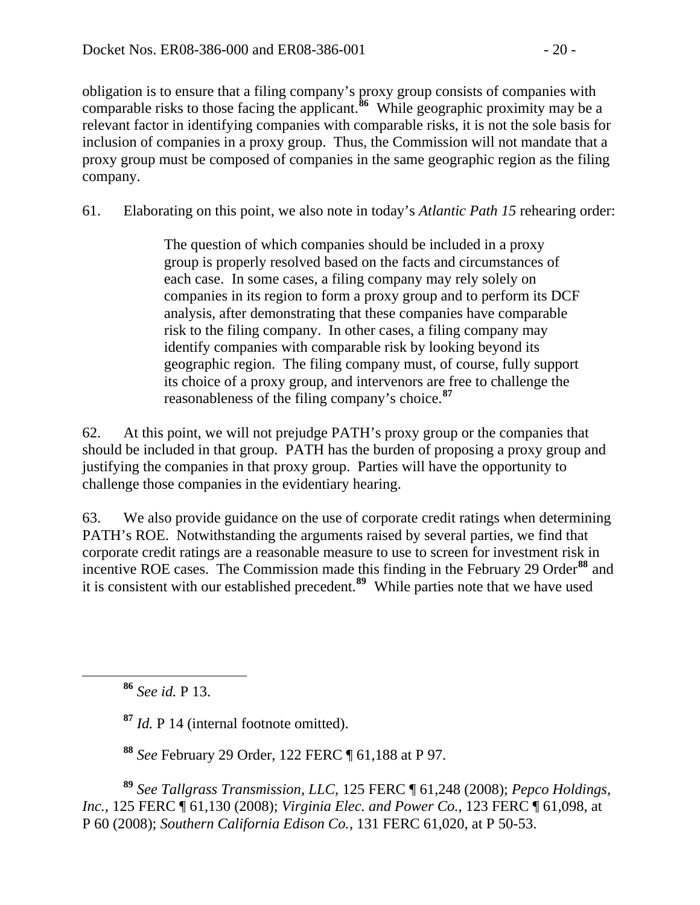obligation is to ensure that a filing company's proxy group consists of companies with comparable risks to those facing the applicant.[86] While geographic proximity may be a relevant factor in identifying companies with comparable risks, it is not the sole basis for inclusion of companies in a proxy group. Thus, the Commission will not mandate that a proxy group must be composed of companies in the same geographic region as the filing company.

61. Elaborating on this point, we also note in today's *Atlantic Path 15* rehearing order:

> The question of which companies should be included in a proxy group is properly resolved based on the facts and circumstances of each case. In some cases, a filing company may rely solely on companies in its region to form a proxy group and to perform its DCF analysis, after demonstrating that these companies have comparable risk to the filing company. In other cases, a filing company may identify companies with comparable risk by looking beyond its geographic region. The filing company must, of course, fully support its choice of a proxy group, and intervenors are free to challenge the reasonableness of the filing company's choice.[87]

62. At this point, we will not prejudge PATH's proxy group or the companies that should be included in that group. PATH has the burden of proposing a proxy group and justifying the companies in that proxy group. Parties will have the opportunity to challenge those companies in the evidentiary hearing.

63. We also provide guidance on the use of corporate credit ratings when determining PATH's ROE. Notwithstanding the arguments raised by several parties, we find that corporate credit ratings are a reasonable measure to use to screen for investment risk in incentive ROE cases. The Commission made this finding in the February 29 Order[88] and it is consistent with our established precedent.[89] While parties note that we have used

---

[86] *See id.* P 13.

[87] *Id.* P 14 (internal footnote omitted).

[88] *See* February 29 Order, 122 FERC ¶ 61,188 at P 97.

[89] *See Tallgrass Transmission, LLC*, 125 FERC ¶ 61,248 (2008); *Pepco Holdings, Inc.*, 125 FERC ¶ 61,130 (2008); *Virginia Elec. and Power Co.*, 123 FERC ¶ 61,098, at P 60 (2008); *Southern California Edison Co.*, 131 FERC 61,020, at P 50-53.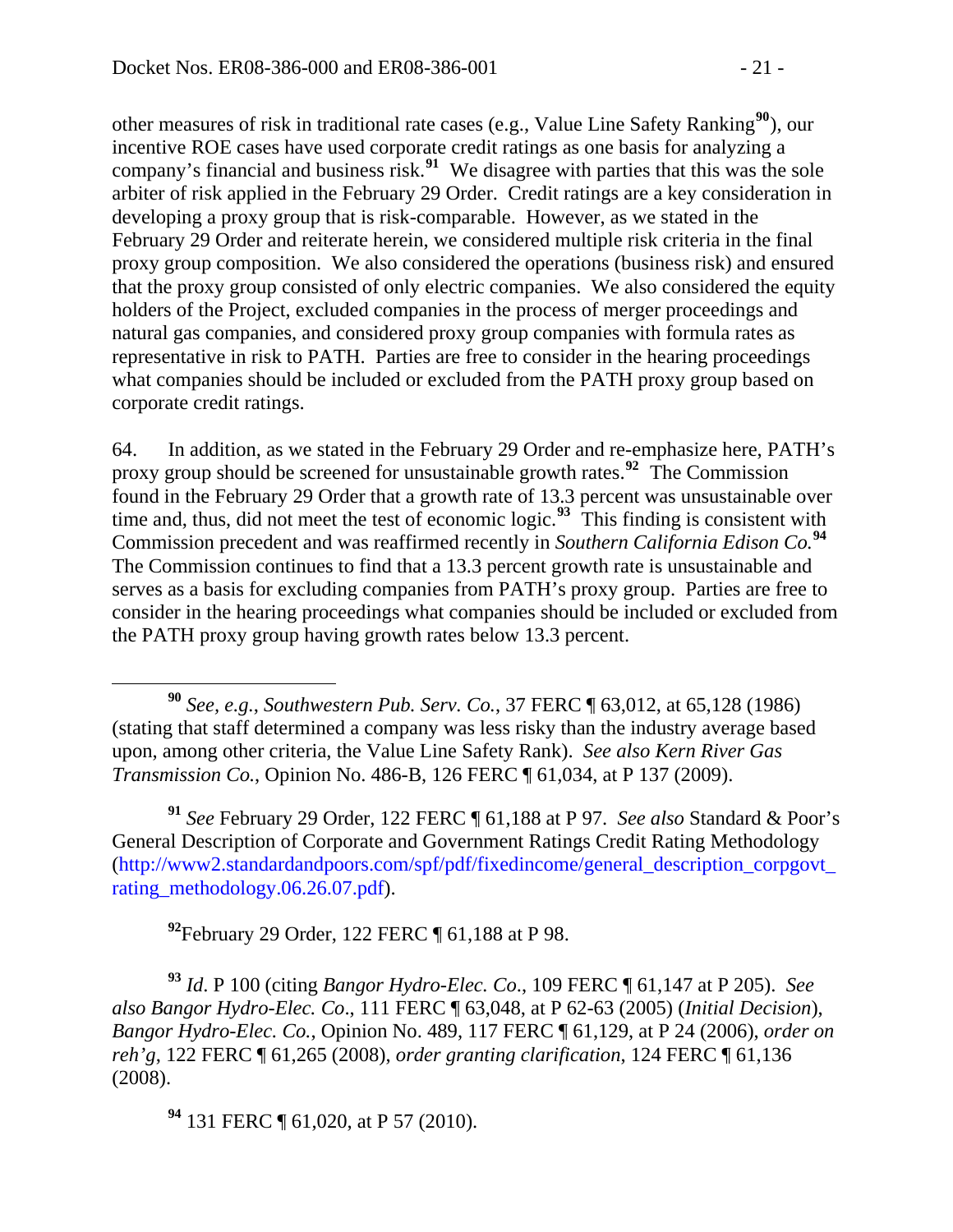other measures of risk in traditional rate cases (e.g., Value Line Safety Ranking[90]), our incentive ROE cases have used corporate credit ratings as one basis for analyzing a company's financial and business risk.[91] We disagree with parties that this was the sole arbiter of risk applied in the February 29 Order. Credit ratings are a key consideration in developing a proxy group that is risk-comparable. However, as we stated in the February 29 Order and reiterate herein, we considered multiple risk criteria in the final proxy group composition. We also considered the operations (business risk) and ensured that the proxy group consisted of only electric companies. We also considered the equity holders of the Project, excluded companies in the process of merger proceedings and natural gas companies, and considered proxy group companies with formula rates as representative in risk to PATH. Parties are free to consider in the hearing proceedings what companies should be included or excluded from the PATH proxy group based on corporate credit ratings.

64. In addition, as we stated in the February 29 Order and re-emphasize here, PATH's proxy group should be screened for unsustainable growth rates.[92] The Commission found in the February 29 Order that a growth rate of 13.3 percent was unsustainable over time and, thus, did not meet the test of economic logic.[93] This finding is consistent with Commission precedent and was reaffirmed recently in *Southern California Edison Co.*[94] The Commission continues to find that a 13.3 percent growth rate is unsustainable and serves as a basis for excluding companies from PATH's proxy group. Parties are free to consider in the hearing proceedings what companies should be included or excluded from the PATH proxy group having growth rates below 13.3 percent.

---

[90] *See, e.g.*, *Southwestern Pub. Serv. Co.*, 37 FERC ¶ 63,012, at 65,128 (1986) (stating that staff determined a company was less risky than the industry average based upon, among other criteria, the Value Line Safety Rank). *See also Kern River Gas Transmission Co.*, Opinion No. 486-B, 126 FERC ¶ 61,034, at P 137 (2009).

[91] *See* February 29 Order, 122 FERC ¶ 61,188 at P 97. *See also* Standard & Poor's General Description of Corporate and Government Ratings Credit Rating Methodology (http://www2.standardandpoors.com/spf/pdf/fixedincome/general_description_corpgovt_rating_methodology.06.26.07.pdf).

[92] February 29 Order, 122 FERC ¶ 61,188 at P 98.

[93] *Id*. P 100 (citing *Bangor Hydro-Elec. Co*., 109 FERC ¶ 61,147 at P 205). *See also Bangor Hydro-Elec. Co*., 111 FERC ¶ 63,048, at P 62-63 (2005) (*Initial Decision*), *Bangor Hydro-Elec. Co.*, Opinion No. 489, 117 FERC ¶ 61,129, at P 24 (2006), *order on reh'g*, 122 FERC ¶ 61,265 (2008), *order granting clarification*, 124 FERC ¶ 61,136 (2008).

[94] 131 FERC ¶ 61,020, at P 57 (2010).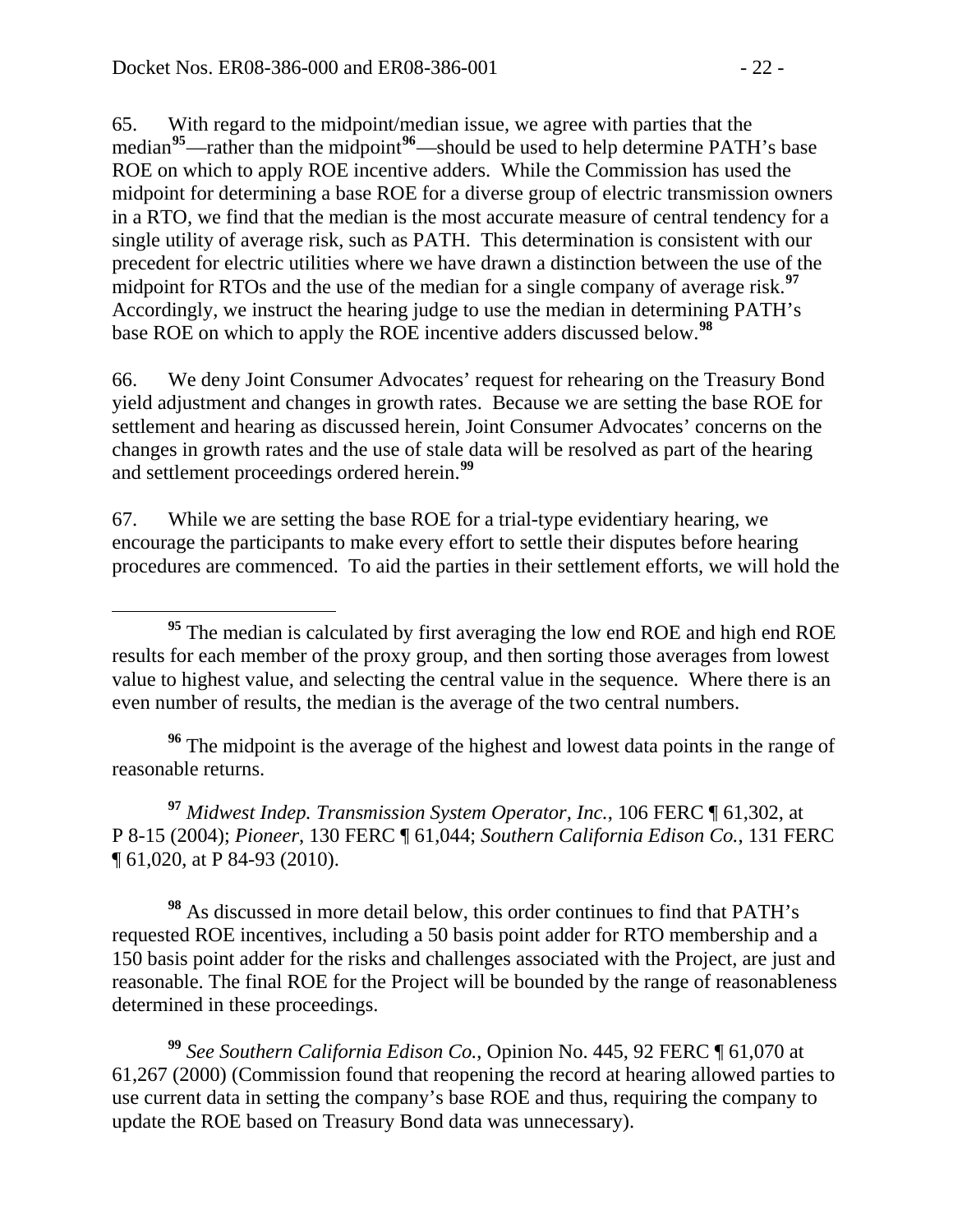65. With regard to the midpoint/median issue, we agree with parties that the median[95]—rather than the midpoint[96]—should be used to help determine PATH's base ROE on which to apply ROE incentive adders. While the Commission has used the midpoint for determining a base ROE for a diverse group of electric transmission owners in a RTO, we find that the median is the most accurate measure of central tendency for a single utility of average risk, such as PATH. This determination is consistent with our precedent for electric utilities where we have drawn a distinction between the use of the midpoint for RTOs and the use of the median for a single company of average risk.[97] Accordingly, we instruct the hearing judge to use the median in determining PATH's base ROE on which to apply the ROE incentive adders discussed below.[98]

66. We deny Joint Consumer Advocates' request for rehearing on the Treasury Bond yield adjustment and changes in growth rates. Because we are setting the base ROE for settlement and hearing as discussed herein, Joint Consumer Advocates' concerns on the changes in growth rates and the use of stale data will be resolved as part of the hearing and settlement proceedings ordered herein.[99]

67. While we are setting the base ROE for a trial-type evidentiary hearing, we encourage the participants to make every effort to settle their disputes before hearing procedures are commenced. To aid the parties in their settlement efforts, we will hold the

---

[95] The median is calculated by first averaging the low end ROE and high end ROE results for each member of the proxy group, and then sorting those averages from lowest value to highest value, and selecting the central value in the sequence. Where there is an even number of results, the median is the average of the two central numbers.

[96] The midpoint is the average of the highest and lowest data points in the range of reasonable returns.

[97] *Midwest Indep. Transmission System Operator, Inc.*, 106 FERC ¶ 61,302, at P 8-15 (2004); *Pioneer*, 130 FERC ¶ 61,044; *Southern California Edison Co.*, 131 FERC ¶ 61,020, at P 84-93 (2010).

[98] As discussed in more detail below, this order continues to find that PATH's requested ROE incentives, including a 50 basis point adder for RTO membership and a 150 basis point adder for the risks and challenges associated with the Project, are just and reasonable. The final ROE for the Project will be bounded by the range of reasonableness determined in these proceedings.

[99] *See Southern California Edison Co.*, Opinion No. 445, 92 FERC ¶ 61,070 at 61,267 (2000) (Commission found that reopening the record at hearing allowed parties to use current data in setting the company's base ROE and thus, requiring the company to update the ROE based on Treasury Bond data was unnecessary).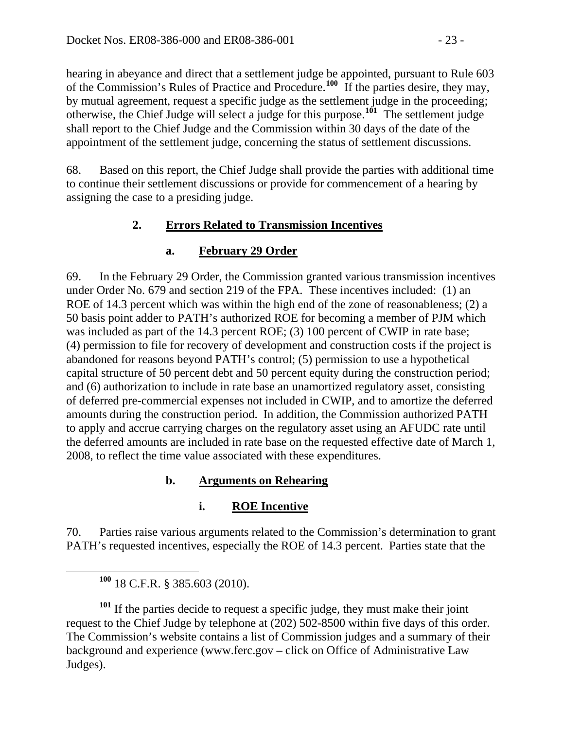hearing in abeyance and direct that a settlement judge be appointed, pursuant to Rule 603 of the Commission's Rules of Practice and Procedure.[100] If the parties desire, they may, by mutual agreement, request a specific judge as the settlement judge in the proceeding; otherwise, the Chief Judge will select a judge for this purpose.[101] The settlement judge shall report to the Chief Judge and the Commission within 30 days of the date of the appointment of the settlement judge, concerning the status of settlement discussions.

68. Based on this report, the Chief Judge shall provide the parties with additional time to continue their settlement discussions or provide for commencement of a hearing by assigning the case to a presiding judge.

## 2. Errors Related to Transmission Incentives

### a. February 29 Order

69. In the February 29 Order, the Commission granted various transmission incentives under Order No. 679 and section 219 of the FPA. These incentives included: (1) an ROE of 14.3 percent which was within the high end of the zone of reasonableness; (2) a 50 basis point adder to PATH's authorized ROE for becoming a member of PJM which was included as part of the 14.3 percent ROE; (3) 100 percent of CWIP in rate base; (4) permission to file for recovery of development and construction costs if the project is abandoned for reasons beyond PATH's control; (5) permission to use a hypothetical capital structure of 50 percent debt and 50 percent equity during the construction period; and (6) authorization to include in rate base an unamortized regulatory asset, consisting of deferred pre-commercial expenses not included in CWIP, and to amortize the deferred amounts during the construction period. In addition, the Commission authorized PATH to apply and accrue carrying charges on the regulatory asset using an AFUDC rate until the deferred amounts are included in rate base on the requested effective date of March 1, 2008, to reflect the time value associated with these expenditures.

### b. Arguments on Rehearing

#### i. ROE Incentive

70. Parties raise various arguments related to the Commission's determination to grant PATH's requested incentives, especially the ROE of 14.3 percent. Parties state that the

---

[100] 18 C.F.R. § 385.603 (2010).

[101] If the parties decide to request a specific judge, they must make their joint request to the Chief Judge by telephone at (202) 502-8500 within five days of this order. The Commission's website contains a list of Commission judges and a summary of their background and experience (www.ferc.gov – click on Office of Administrative Law Judges).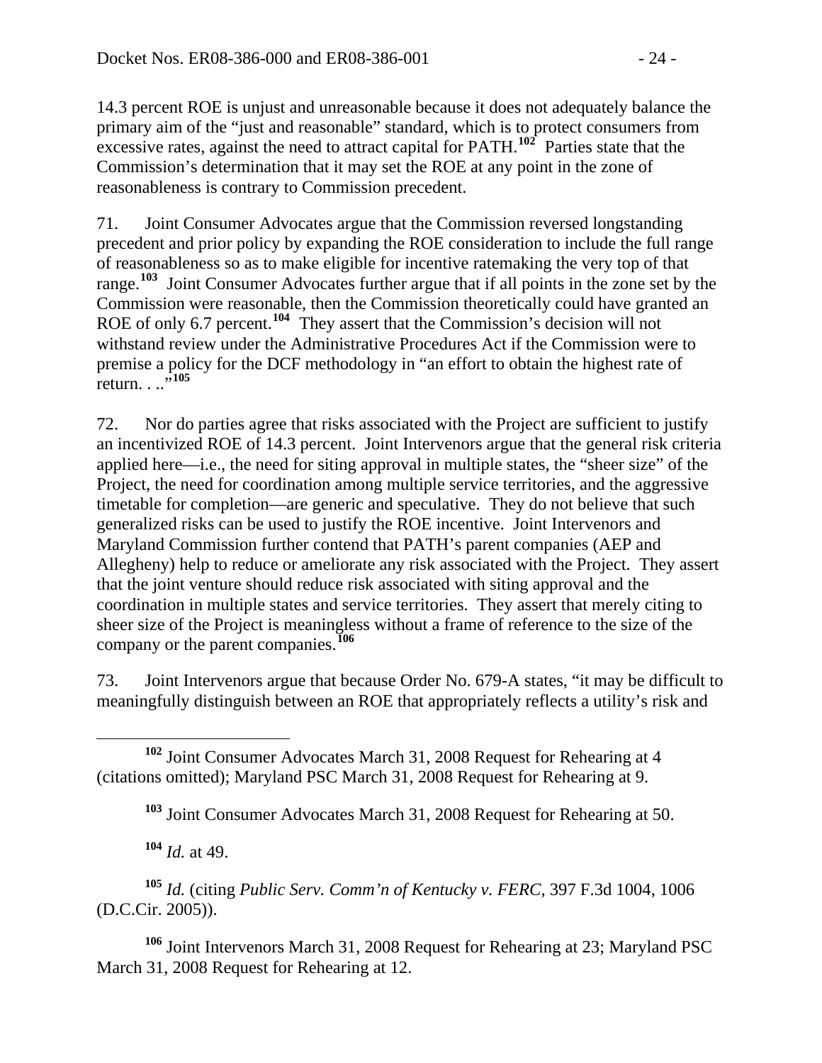14.3 percent ROE is unjust and unreasonable because it does not adequately balance the primary aim of the "just and reasonable" standard, which is to protect consumers from excessive rates, against the need to attract capital for PATH.[102] Parties state that the Commission's determination that it may set the ROE at any point in the zone of reasonableness is contrary to Commission precedent.

71. Joint Consumer Advocates argue that the Commission reversed longstanding precedent and prior policy by expanding the ROE consideration to include the full range of reasonableness so as to make eligible for incentive ratemaking the very top of that range.[103] Joint Consumer Advocates further argue that if all points in the zone set by the Commission were reasonable, then the Commission theoretically could have granted an ROE of only 6.7 percent.[104] They assert that the Commission's decision will not withstand review under the Administrative Procedures Act if the Commission were to premise a policy for the DCF methodology in "an effort to obtain the highest rate of return. . ..."[105]

72. Nor do parties agree that risks associated with the Project are sufficient to justify an incentivized ROE of 14.3 percent. Joint Intervenors argue that the general risk criteria applied here—i.e., the need for siting approval in multiple states, the "sheer size" of the Project, the need for coordination among multiple service territories, and the aggressive timetable for completion—are generic and speculative. They do not believe that such generalized risks can be used to justify the ROE incentive. Joint Intervenors and Maryland Commission further contend that PATH's parent companies (AEP and Allegheny) help to reduce or ameliorate any risk associated with the Project. They assert that the joint venture should reduce risk associated with siting approval and the coordination in multiple states and service territories. They assert that merely citing to sheer size of the Project is meaningless without a frame of reference to the size of the company or the parent companies.[106]

73. Joint Intervenors argue that because Order No. 679-A states, "it may be difficult to meaningfully distinguish between an ROE that appropriately reflects a utility's risk and

---

[102] Joint Consumer Advocates March 31, 2008 Request for Rehearing at 4 (citations omitted); Maryland PSC March 31, 2008 Request for Rehearing at 9.

[103] Joint Consumer Advocates March 31, 2008 Request for Rehearing at 50.

[104] *Id.* at 49.

[105] *Id.* (citing *Public Serv. Comm'n of Kentucky v. FERC*, 397 F.3d 1004, 1006 (D.C.Cir. 2005)).

[106] Joint Intervenors March 31, 2008 Request for Rehearing at 23; Maryland PSC March 31, 2008 Request for Rehearing at 12.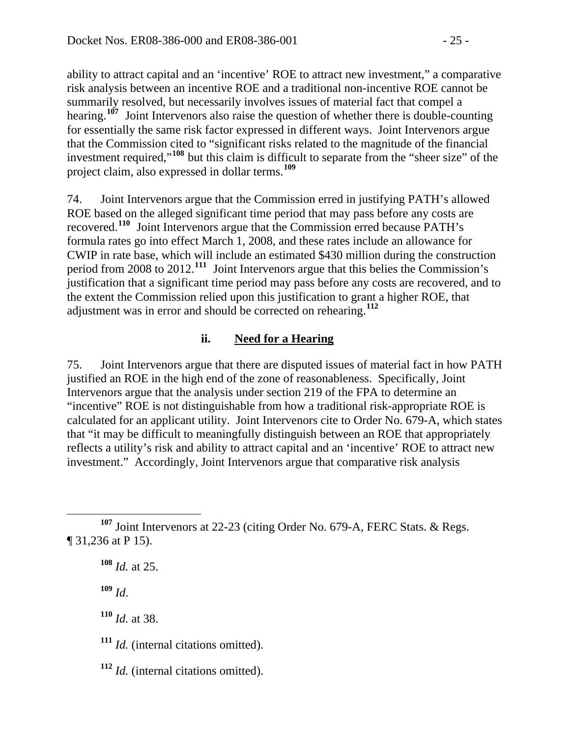ability to attract capital and an 'incentive' ROE to attract new investment," a comparative risk analysis between an incentive ROE and a traditional non-incentive ROE cannot be summarily resolved, but necessarily involves issues of material fact that compel a hearing.[107] Joint Intervenors also raise the question of whether there is double-counting for essentially the same risk factor expressed in different ways. Joint Intervenors argue that the Commission cited to "significant risks related to the magnitude of the financial investment required,"[108] but this claim is difficult to separate from the "sheer size" of the project claim, also expressed in dollar terms.[109]

74. Joint Intervenors argue that the Commission erred in justifying PATH's allowed ROE based on the alleged significant time period that may pass before any costs are recovered.[110] Joint Intervenors argue that the Commission erred because PATH's formula rates go into effect March 1, 2008, and these rates include an allowance for CWIP in rate base, which will include an estimated $430 million during the construction period from 2008 to 2012.[111] Joint Intervenors argue that this belies the Commission's justification that a significant time period may pass before any costs are recovered, and to the extent the Commission relied upon this justification to grant a higher ROE, that adjustment was in error and should be corrected on rehearing.[112]

### ii. <u>Need for a Hearing</u>

75. Joint Intervenors argue that there are disputed issues of material fact in how PATH justified an ROE in the high end of the zone of reasonableness. Specifically, Joint Intervenors argue that the analysis under section 219 of the FPA to determine an "incentive" ROE is not distinguishable from how a traditional risk-appropriate ROE is calculated for an applicant utility. Joint Intervenors cite to Order No. 679-A, which states that "it may be difficult to meaningfully distinguish between an ROE that appropriately reflects a utility's risk and ability to attract capital and an 'incentive' ROE to attract new investment." Accordingly, Joint Intervenors argue that comparative risk analysis

---

[107] Joint Intervenors at 22-23 (citing Order No. 679-A, FERC Stats. & Regs. ¶ 31,236 at P 15).

[108] *Id.* at 25.

[109] *Id*.

[110] *Id.* at 38.

[111] *Id.* (internal citations omitted).

[112] *Id.* (internal citations omitted).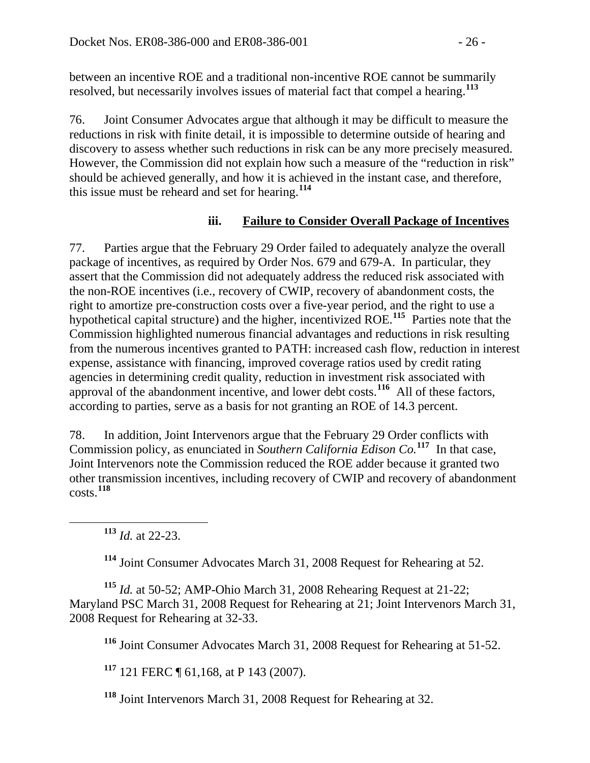between an incentive ROE and a traditional non-incentive ROE cannot be summarily resolved, but necessarily involves issues of material fact that compel a hearing.[113]

76. Joint Consumer Advocates argue that although it may be difficult to measure the reductions in risk with finite detail, it is impossible to determine outside of hearing and discovery to assess whether such reductions in risk can be any more precisely measured. However, the Commission did not explain how such a measure of the "reduction in risk" should be achieved generally, and how it is achieved in the instant case, and therefore, this issue must be reheard and set for hearing.[114]

### iii. Failure to Consider Overall Package of Incentives

77. Parties argue that the February 29 Order failed to adequately analyze the overall package of incentives, as required by Order Nos. 679 and 679-A. In particular, they assert that the Commission did not adequately address the reduced risk associated with the non-ROE incentives (i.e., recovery of CWIP, recovery of abandonment costs, the right to amortize pre-construction costs over a five-year period, and the right to use a hypothetical capital structure) and the higher, incentivized ROE.[115] Parties note that the Commission highlighted numerous financial advantages and reductions in risk resulting from the numerous incentives granted to PATH: increased cash flow, reduction in interest expense, assistance with financing, improved coverage ratios used by credit rating agencies in determining credit quality, reduction in investment risk associated with approval of the abandonment incentive, and lower debt costs.[116] All of these factors, according to parties, serve as a basis for not granting an ROE of 14.3 percent.

78. In addition, Joint Intervenors argue that the February 29 Order conflicts with Commission policy, as enunciated in *Southern California Edison Co.*[117] In that case, Joint Intervenors note the Commission reduced the ROE adder because it granted two other transmission incentives, including recovery of CWIP and recovery of abandonment costs.[118]

---

[113] *Id.* at 22-23.

[114] Joint Consumer Advocates March 31, 2008 Request for Rehearing at 52.

[115] *Id.* at 50-52; AMP-Ohio March 31, 2008 Rehearing Request at 21-22; Maryland PSC March 31, 2008 Request for Rehearing at 21; Joint Intervenors March 31, 2008 Request for Rehearing at 32-33.

[116] Joint Consumer Advocates March 31, 2008 Request for Rehearing at 51-52.

[117] 121 FERC ¶ 61,168, at P 143 (2007).

[118] Joint Intervenors March 31, 2008 Request for Rehearing at 32.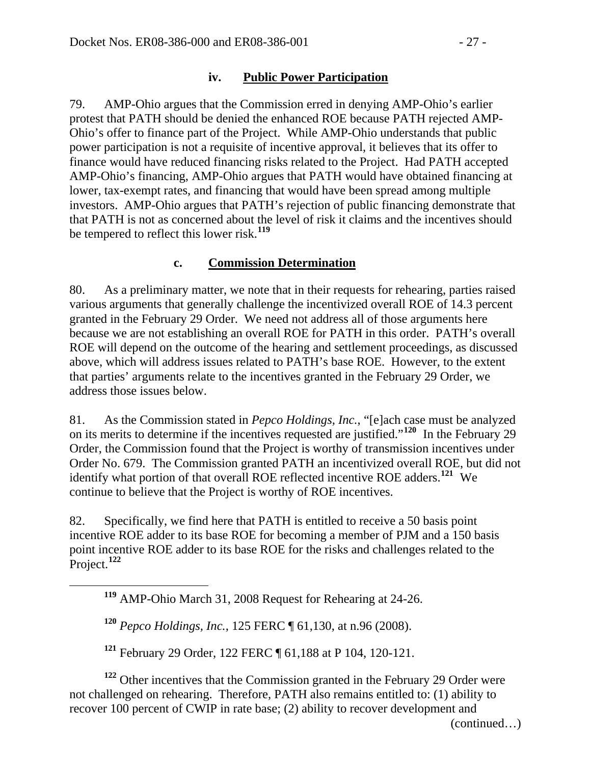### iv. **Public Power Participation**

79. AMP-Ohio argues that the Commission erred in denying AMP-Ohio's earlier protest that PATH should be denied the enhanced ROE because PATH rejected AMP-Ohio's offer to finance part of the Project. While AMP-Ohio understands that public power participation is not a requisite of incentive approval, it believes that its offer to finance would have reduced financing risks related to the Project. Had PATH accepted AMP-Ohio's financing, AMP-Ohio argues that PATH would have obtained financing at lower, tax-exempt rates, and financing that would have been spread among multiple investors. AMP-Ohio argues that PATH's rejection of public financing demonstrate that that PATH is not as concerned about the level of risk it claims and the incentives should be tempered to reflect this lower risk.[119]

### c. **Commission Determination**

80. As a preliminary matter, we note that in their requests for rehearing, parties raised various arguments that generally challenge the incentivized overall ROE of 14.3 percent granted in the February 29 Order. We need not address all of those arguments here because we are not establishing an overall ROE for PATH in this order. PATH's overall ROE will depend on the outcome of the hearing and settlement proceedings, as discussed above, which will address issues related to PATH's base ROE. However, to the extent that parties' arguments relate to the incentives granted in the February 29 Order, we address those issues below.

81. As the Commission stated in *Pepco Holdings, Inc.*, "[e]ach case must be analyzed on its merits to determine if the incentives requested are justified."[120] In the February 29 Order, the Commission found that the Project is worthy of transmission incentives under Order No. 679. The Commission granted PATH an incentivized overall ROE, but did not identify what portion of that overall ROE reflected incentive ROE adders.[121] We continue to believe that the Project is worthy of ROE incentives.

82. Specifically, we find here that PATH is entitled to receive a 50 basis point incentive ROE adder to its base ROE for becoming a member of PJM and a 150 basis point incentive ROE adder to its base ROE for the risks and challenges related to the Project.[122]

---

[119] AMP-Ohio March 31, 2008 Request for Rehearing at 24-26.

[120] *Pepco Holdings, Inc.*, 125 FERC ¶ 61,130, at n.96 (2008).

[121] February 29 Order, 122 FERC ¶ 61,188 at P 104, 120-121.

[122] Other incentives that the Commission granted in the February 29 Order were not challenged on rehearing. Therefore, PATH also remains entitled to: (1) ability to recover 100 percent of CWIP in rate base; (2) ability to recover development and

(continued…)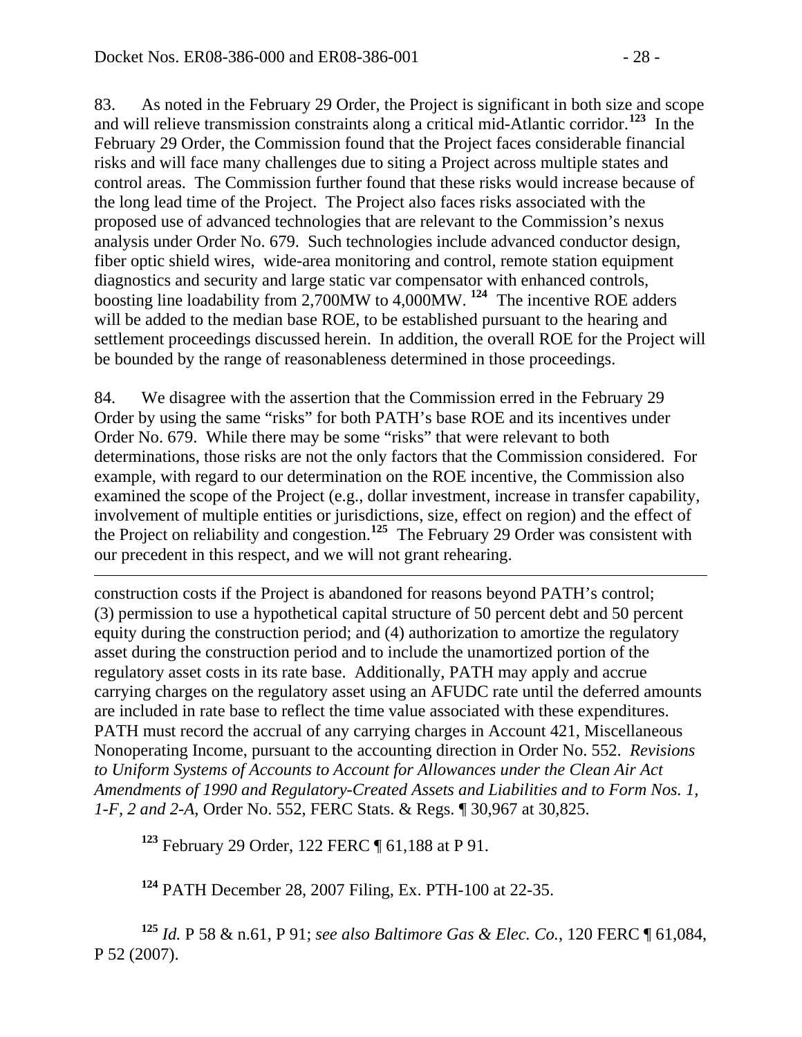83. As noted in the February 29 Order, the Project is significant in both size and scope and will relieve transmission constraints along a critical mid-Atlantic corridor.[123] In the February 29 Order, the Commission found that the Project faces considerable financial risks and will face many challenges due to siting a Project across multiple states and control areas. The Commission further found that these risks would increase because of the long lead time of the Project. The Project also faces risks associated with the proposed use of advanced technologies that are relevant to the Commission's nexus analysis under Order No. 679. Such technologies include advanced conductor design, fiber optic shield wires, wide-area monitoring and control, remote station equipment diagnostics and security and large static var compensator with enhanced controls, boosting line loadability from 2,700MW to 4,000MW.[124] The incentive ROE adders will be added to the median base ROE, to be established pursuant to the hearing and settlement proceedings discussed herein. In addition, the overall ROE for the Project will be bounded by the range of reasonableness determined in those proceedings.

84. We disagree with the assertion that the Commission erred in the February 29 Order by using the same "risks" for both PATH's base ROE and its incentives under Order No. 679. While there may be some "risks" that were relevant to both determinations, those risks are not the only factors that the Commission considered. For example, with regard to our determination on the ROE incentive, the Commission also examined the scope of the Project (e.g., dollar investment, increase in transfer capability, involvement of multiple entities or jurisdictions, size, effect on region) and the effect of the Project on reliability and congestion.[125] The February 29 Order was consistent with our precedent in this respect, and we will not grant rehearing.

---

construction costs if the Project is abandoned for reasons beyond PATH's control; (3) permission to use a hypothetical capital structure of 50 percent debt and 50 percent equity during the construction period; and (4) authorization to amortize the regulatory asset during the construction period and to include the unamortized portion of the regulatory asset costs in its rate base. Additionally, PATH may apply and accrue carrying charges on the regulatory asset using an AFUDC rate until the deferred amounts are included in rate base to reflect the time value associated with these expenditures. PATH must record the accrual of any carrying charges in Account 421, Miscellaneous Nonoperating Income, pursuant to the accounting direction in Order No. 552. *Revisions to Uniform Systems of Accounts to Account for Allowances under the Clean Air Act Amendments of 1990 and Regulatory-Created Assets and Liabilities and to Form Nos. 1, 1-F, 2 and 2-A*, Order No. 552, FERC Stats. & Regs. ¶ 30,967 at 30,825.

[123] February 29 Order, 122 FERC ¶ 61,188 at P 91.

[124] PATH December 28, 2007 Filing, Ex. PTH-100 at 22-35.

[125] *Id.* P 58 & n.61, P 91; *see also Baltimore Gas & Elec. Co.*, 120 FERC ¶ 61,084, P 52 (2007).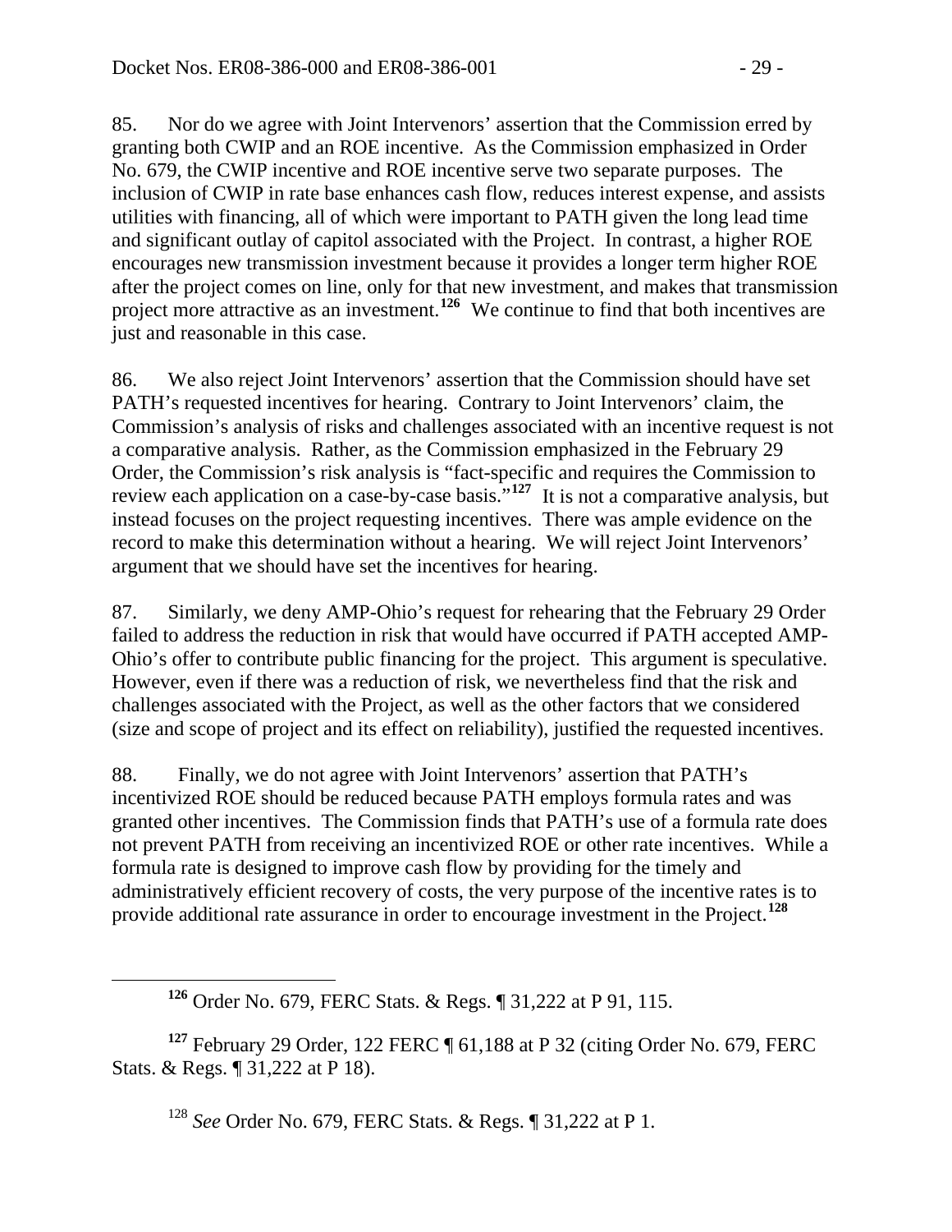85. Nor do we agree with Joint Intervenors' assertion that the Commission erred by granting both CWIP and an ROE incentive. As the Commission emphasized in Order No. 679, the CWIP incentive and ROE incentive serve two separate purposes. The inclusion of CWIP in rate base enhances cash flow, reduces interest expense, and assists utilities with financing, all of which were important to PATH given the long lead time and significant outlay of capitol associated with the Project. In contrast, a higher ROE encourages new transmission investment because it provides a longer term higher ROE after the project comes on line, only for that new investment, and makes that transmission project more attractive as an investment.[126] We continue to find that both incentives are just and reasonable in this case.

86. We also reject Joint Intervenors' assertion that the Commission should have set PATH's requested incentives for hearing. Contrary to Joint Intervenors' claim, the Commission's analysis of risks and challenges associated with an incentive request is not a comparative analysis. Rather, as the Commission emphasized in the February 29 Order, the Commission's risk analysis is "fact-specific and requires the Commission to review each application on a case-by-case basis."[127] It is not a comparative analysis, but instead focuses on the project requesting incentives. There was ample evidence on the record to make this determination without a hearing. We will reject Joint Intervenors' argument that we should have set the incentives for hearing.

87. Similarly, we deny AMP-Ohio's request for rehearing that the February 29 Order failed to address the reduction in risk that would have occurred if PATH accepted AMP-Ohio's offer to contribute public financing for the project. This argument is speculative. However, even if there was a reduction of risk, we nevertheless find that the risk and challenges associated with the Project, as well as the other factors that we considered (size and scope of project and its effect on reliability), justified the requested incentives.

88. Finally, we do not agree with Joint Intervenors' assertion that PATH's incentivized ROE should be reduced because PATH employs formula rates and was granted other incentives. The Commission finds that PATH's use of a formula rate does not prevent PATH from receiving an incentivized ROE or other rate incentives. While a formula rate is designed to improve cash flow by providing for the timely and administratively efficient recovery of costs, the very purpose of the incentive rates is to provide additional rate assurance in order to encourage investment in the Project.[128]

---

[126] Order No. 679, FERC Stats. & Regs. ¶ 31,222 at P 91, 115.

[127] February 29 Order, 122 FERC ¶ 61,188 at P 32 (citing Order No. 679, FERC Stats. & Regs. ¶ 31,222 at P 18).

[128] *See* Order No. 679, FERC Stats. & Regs. ¶ 31,222 at P 1.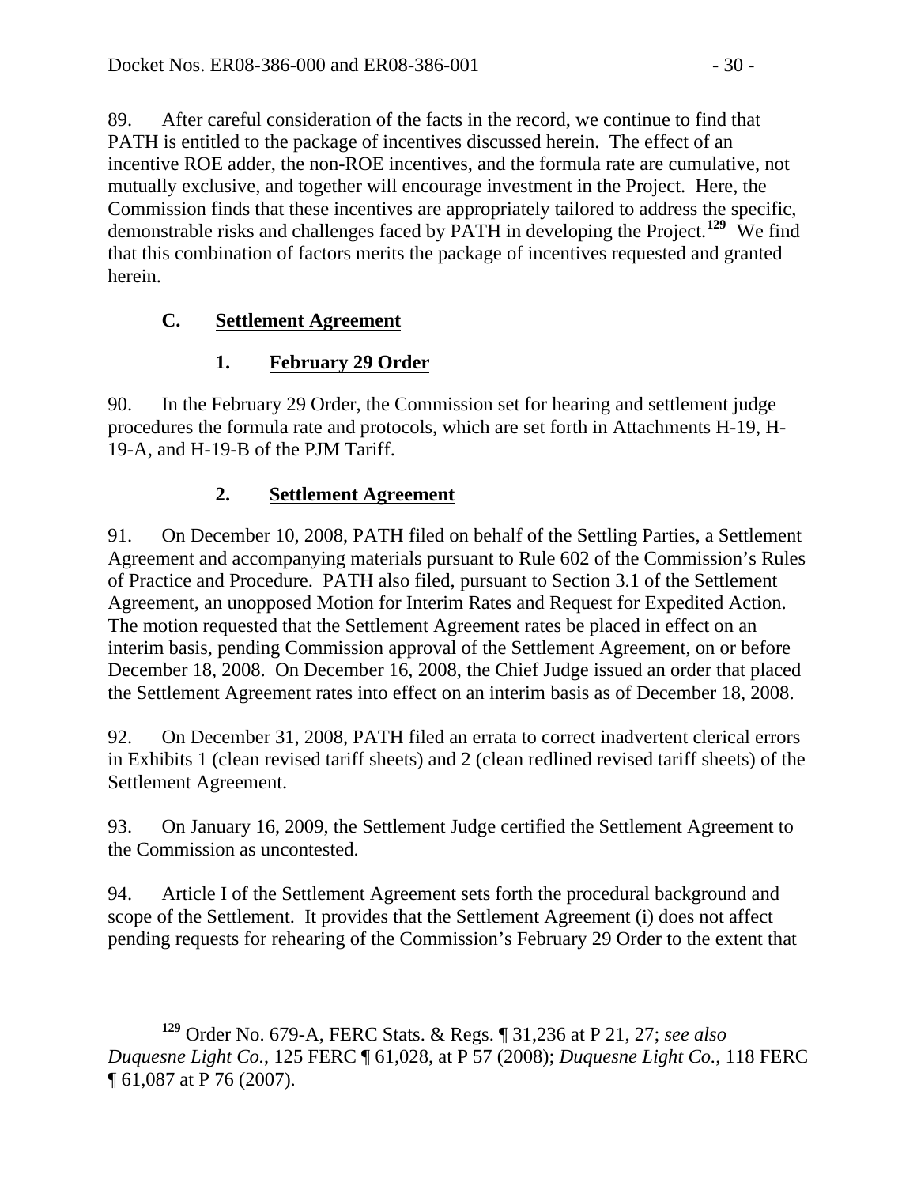89. After careful consideration of the facts in the record, we continue to find that PATH is entitled to the package of incentives discussed herein. The effect of an incentive ROE adder, the non-ROE incentives, and the formula rate are cumulative, not mutually exclusive, and together will encourage investment in the Project. Here, the Commission finds that these incentives are appropriately tailored to address the specific, demonstrable risks and challenges faced by PATH in developing the Project.[129] We find that this combination of factors merits the package of incentives requested and granted herein.

### C. Settlement Agreement

#### 1. February 29 Order

90. In the February 29 Order, the Commission set for hearing and settlement judge procedures the formula rate and protocols, which are set forth in Attachments H-19, H-19-A, and H-19-B of the PJM Tariff.

#### 2. Settlement Agreement

91. On December 10, 2008, PATH filed on behalf of the Settling Parties, a Settlement Agreement and accompanying materials pursuant to Rule 602 of the Commission's Rules of Practice and Procedure. PATH also filed, pursuant to Section 3.1 of the Settlement Agreement, an unopposed Motion for Interim Rates and Request for Expedited Action. The motion requested that the Settlement Agreement rates be placed in effect on an interim basis, pending Commission approval of the Settlement Agreement, on or before December 18, 2008. On December 16, 2008, the Chief Judge issued an order that placed the Settlement Agreement rates into effect on an interim basis as of December 18, 2008.

92. On December 31, 2008, PATH filed an errata to correct inadvertent clerical errors in Exhibits 1 (clean revised tariff sheets) and 2 (clean redlined revised tariff sheets) of the Settlement Agreement.

93. On January 16, 2009, the Settlement Judge certified the Settlement Agreement to the Commission as uncontested.

94. Article I of the Settlement Agreement sets forth the procedural background and scope of the Settlement. It provides that the Settlement Agreement (i) does not affect pending requests for rehearing of the Commission's February 29 Order to the extent that

---

[129] Order No. 679-A, FERC Stats. & Regs. ¶ 31,236 at P 21, 27; *see also Duquesne Light Co.*, 125 FERC ¶ 61,028, at P 57 (2008); *Duquesne Light Co.*, 118 FERC ¶ 61,087 at P 76 (2007).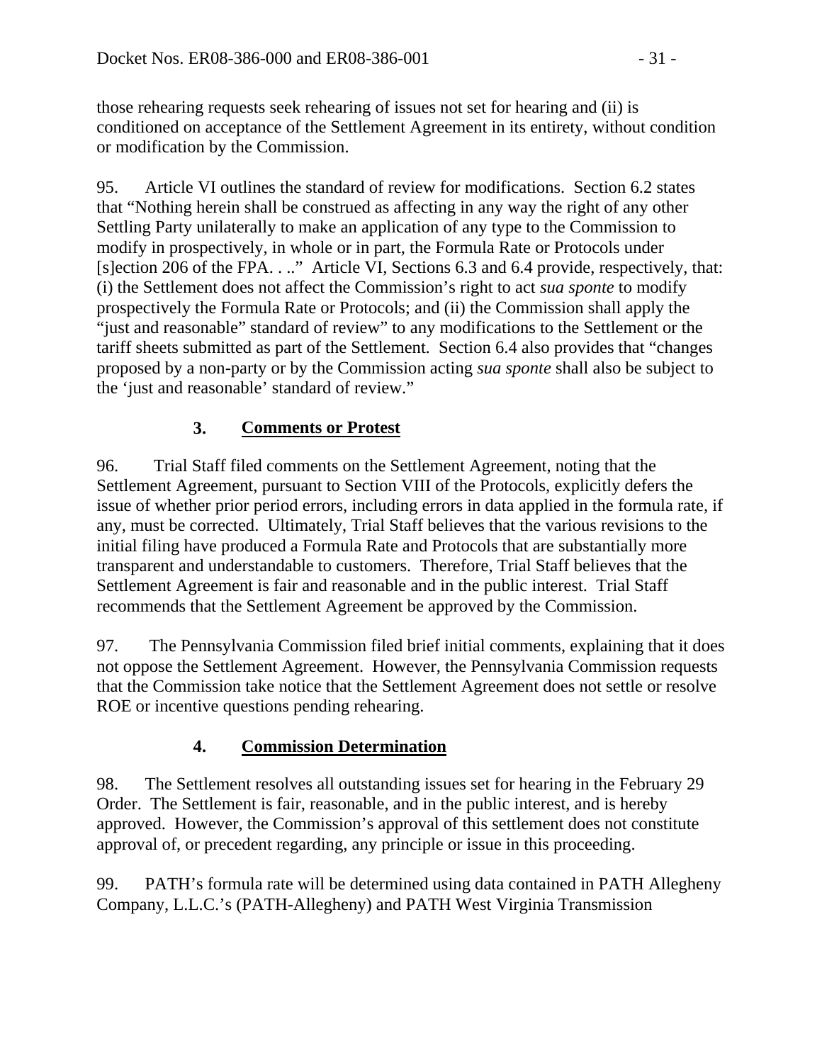those rehearing requests seek rehearing of issues not set for hearing and (ii) is conditioned on acceptance of the Settlement Agreement in its entirety, without condition or modification by the Commission.

95. Article VI outlines the standard of review for modifications. Section 6.2 states that "Nothing herein shall be construed as affecting in any way the right of any other Settling Party unilaterally to make an application of any type to the Commission to modify in prospectively, in whole or in part, the Formula Rate or Protocols under [s]ection 206 of the FPA. . .." Article VI, Sections 6.3 and 6.4 provide, respectively, that: (i) the Settlement does not affect the Commission's right to act *sua sponte* to modify prospectively the Formula Rate or Protocols; and (ii) the Commission shall apply the "just and reasonable" standard of review" to any modifications to the Settlement or the tariff sheets submitted as part of the Settlement. Section 6.4 also provides that "changes proposed by a non-party or by the Commission acting *sua sponte* shall also be subject to the 'just and reasonable' standard of review."

### 3. Comments or Protest

96. Trial Staff filed comments on the Settlement Agreement, noting that the Settlement Agreement, pursuant to Section VIII of the Protocols, explicitly defers the issue of whether prior period errors, including errors in data applied in the formula rate, if any, must be corrected. Ultimately, Trial Staff believes that the various revisions to the initial filing have produced a Formula Rate and Protocols that are substantially more transparent and understandable to customers. Therefore, Trial Staff believes that the Settlement Agreement is fair and reasonable and in the public interest. Trial Staff recommends that the Settlement Agreement be approved by the Commission.

97. The Pennsylvania Commission filed brief initial comments, explaining that it does not oppose the Settlement Agreement. However, the Pennsylvania Commission requests that the Commission take notice that the Settlement Agreement does not settle or resolve ROE or incentive questions pending rehearing.

### 4. Commission Determination

98. The Settlement resolves all outstanding issues set for hearing in the February 29 Order. The Settlement is fair, reasonable, and in the public interest, and is hereby approved. However, the Commission's approval of this settlement does not constitute approval of, or precedent regarding, any principle or issue in this proceeding.

99. PATH's formula rate will be determined using data contained in PATH Allegheny Company, L.L.C.'s (PATH-Allegheny) and PATH West Virginia Transmission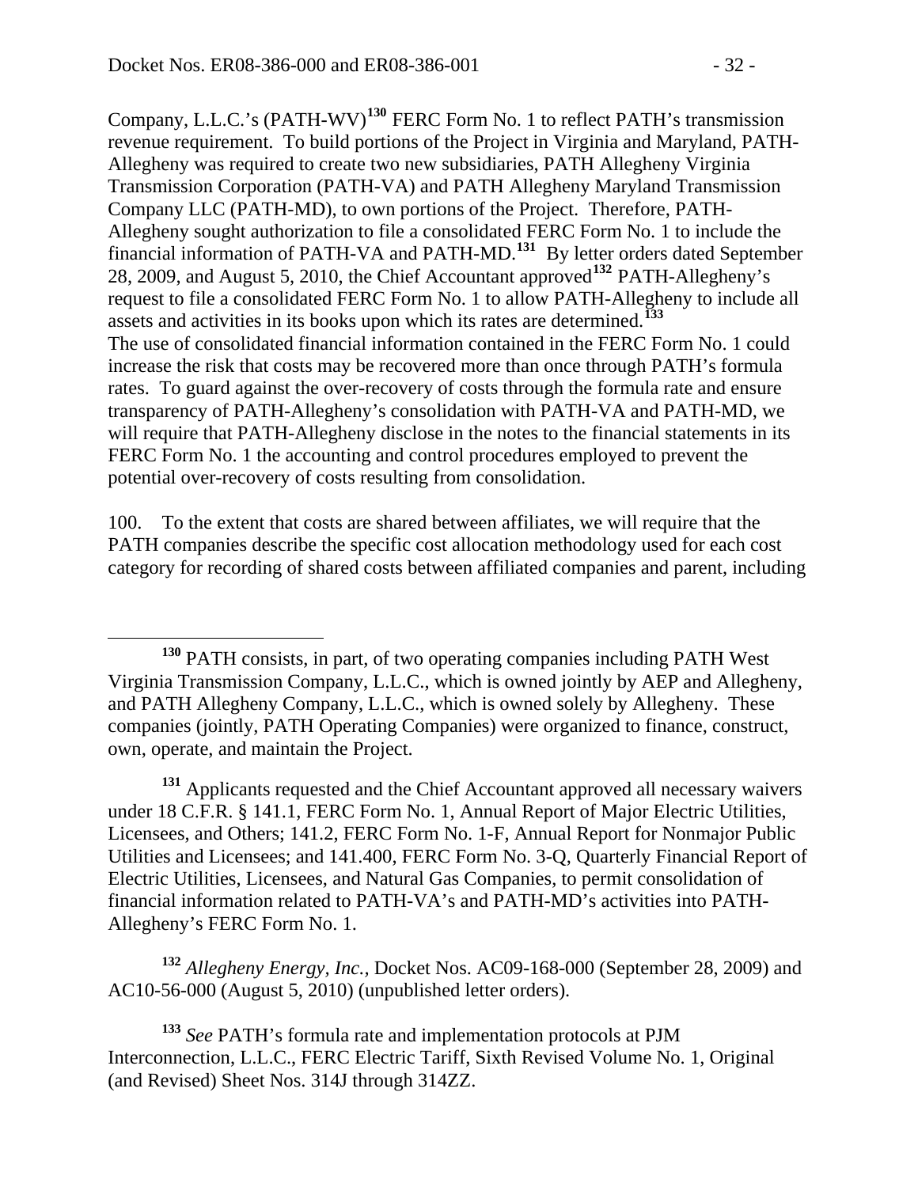Company, L.L.C.'s (PATH-WV)[130] FERC Form No. 1 to reflect PATH's transmission revenue requirement. To build portions of the Project in Virginia and Maryland, PATH-Allegheny was required to create two new subsidiaries, PATH Allegheny Virginia Transmission Corporation (PATH-VA) and PATH Allegheny Maryland Transmission Company LLC (PATH-MD), to own portions of the Project. Therefore, PATH-Allegheny sought authorization to file a consolidated FERC Form No. 1 to include the financial information of PATH-VA and PATH-MD.[131] By letter orders dated September 28, 2009, and August 5, 2010, the Chief Accountant approved[132] PATH-Allegheny's request to file a consolidated FERC Form No. 1 to allow PATH-Allegheny to include all assets and activities in its books upon which its rates are determined.[133] The use of consolidated financial information contained in the FERC Form No. 1 could increase the risk that costs may be recovered more than once through PATH's formula rates. To guard against the over-recovery of costs through the formula rate and ensure transparency of PATH-Allegheny's consolidation with PATH-VA and PATH-MD, we will require that PATH-Allegheny disclose in the notes to the financial statements in its FERC Form No. 1 the accounting and control procedures employed to prevent the potential over-recovery of costs resulting from consolidation.

100. To the extent that costs are shared between affiliates, we will require that the PATH companies describe the specific cost allocation methodology used for each cost category for recording of shared costs between affiliated companies and parent, including

---

[130] PATH consists, in part, of two operating companies including PATH West Virginia Transmission Company, L.L.C., which is owned jointly by AEP and Allegheny, and PATH Allegheny Company, L.L.C., which is owned solely by Allegheny. These companies (jointly, PATH Operating Companies) were organized to finance, construct, own, operate, and maintain the Project.

[131] Applicants requested and the Chief Accountant approved all necessary waivers under 18 C.F.R. § 141.1, FERC Form No. 1, Annual Report of Major Electric Utilities, Licensees, and Others; 141.2, FERC Form No. 1-F, Annual Report for Nonmajor Public Utilities and Licensees; and 141.400, FERC Form No. 3-Q, Quarterly Financial Report of Electric Utilities, Licensees, and Natural Gas Companies, to permit consolidation of financial information related to PATH-VA's and PATH-MD's activities into PATH-Allegheny's FERC Form No. 1.

[132] *Allegheny Energy, Inc.,* Docket Nos. AC09-168-000 (September 28, 2009) and AC10-56-000 (August 5, 2010) (unpublished letter orders).

[133] *See* PATH's formula rate and implementation protocols at PJM Interconnection, L.L.C., FERC Electric Tariff, Sixth Revised Volume No. 1, Original (and Revised) Sheet Nos. 314J through 314ZZ.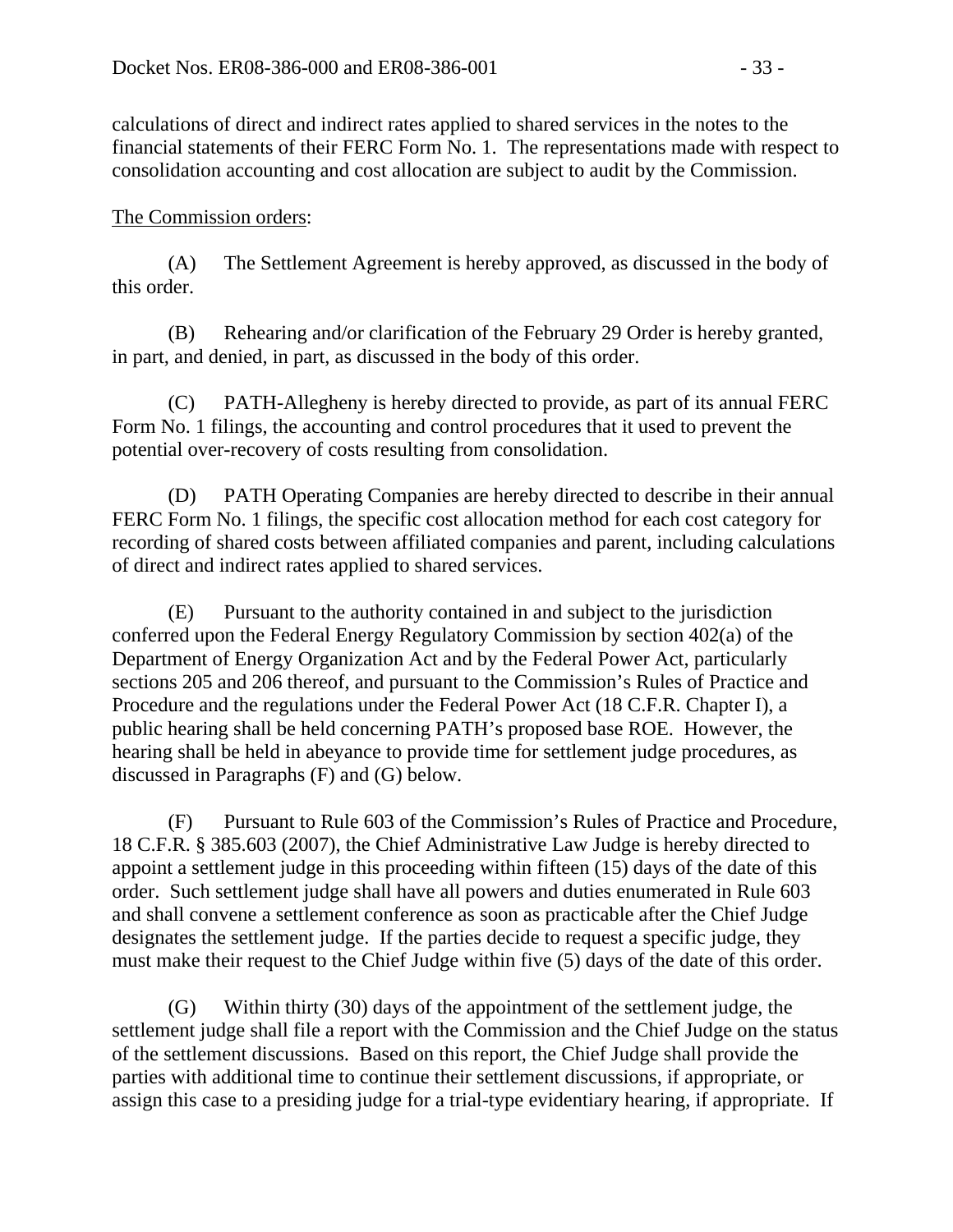calculations of direct and indirect rates applied to shared services in the notes to the financial statements of their FERC Form No. 1. The representations made with respect to consolidation accounting and cost allocation are subject to audit by the Commission.

The Commission orders:

(A) The Settlement Agreement is hereby approved, as discussed in the body of this order.

(B) Rehearing and/or clarification of the February 29 Order is hereby granted, in part, and denied, in part, as discussed in the body of this order.

(C) PATH-Allegheny is hereby directed to provide, as part of its annual FERC Form No. 1 filings, the accounting and control procedures that it used to prevent the potential over-recovery of costs resulting from consolidation.

(D) PATH Operating Companies are hereby directed to describe in their annual FERC Form No. 1 filings, the specific cost allocation method for each cost category for recording of shared costs between affiliated companies and parent, including calculations of direct and indirect rates applied to shared services.

(E) Pursuant to the authority contained in and subject to the jurisdiction conferred upon the Federal Energy Regulatory Commission by section 402(a) of the Department of Energy Organization Act and by the Federal Power Act, particularly sections 205 and 206 thereof, and pursuant to the Commission's Rules of Practice and Procedure and the regulations under the Federal Power Act (18 C.F.R. Chapter I), a public hearing shall be held concerning PATH's proposed base ROE. However, the hearing shall be held in abeyance to provide time for settlement judge procedures, as discussed in Paragraphs (F) and (G) below.

(F) Pursuant to Rule 603 of the Commission's Rules of Practice and Procedure, 18 C.F.R. § 385.603 (2007), the Chief Administrative Law Judge is hereby directed to appoint a settlement judge in this proceeding within fifteen (15) days of the date of this order. Such settlement judge shall have all powers and duties enumerated in Rule 603 and shall convene a settlement conference as soon as practicable after the Chief Judge designates the settlement judge. If the parties decide to request a specific judge, they must make their request to the Chief Judge within five (5) days of the date of this order.

(G) Within thirty (30) days of the appointment of the settlement judge, the settlement judge shall file a report with the Commission and the Chief Judge on the status of the settlement discussions. Based on this report, the Chief Judge shall provide the parties with additional time to continue their settlement discussions, if appropriate, or assign this case to a presiding judge for a trial-type evidentiary hearing, if appropriate. If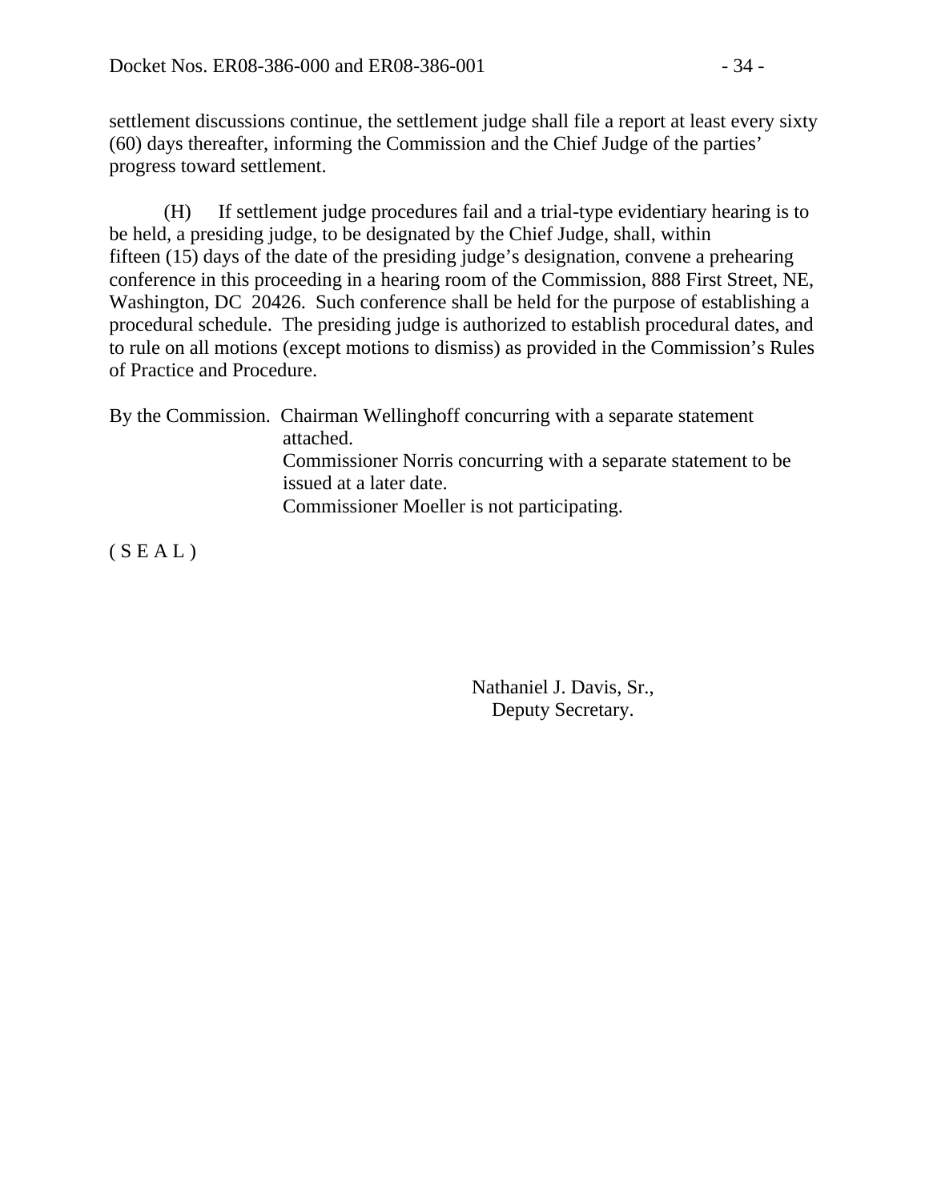settlement discussions continue, the settlement judge shall file a report at least every sixty (60) days thereafter, informing the Commission and the Chief Judge of the parties' progress toward settlement.

(H) If settlement judge procedures fail and a trial-type evidentiary hearing is to be held, a presiding judge, to be designated by the Chief Judge, shall, within fifteen (15) days of the date of the presiding judge's designation, convene a prehearing conference in this proceeding in a hearing room of the Commission, 888 First Street, NE, Washington, DC 20426. Such conference shall be held for the purpose of establishing a procedural schedule. The presiding judge is authorized to establish procedural dates, and to rule on all motions (except motions to dismiss) as provided in the Commission's Rules of Practice and Procedure.

By the Commission. Chairman Wellinghoff concurring with a separate statement attached.
Commissioner Norris concurring with a separate statement to be issued at a later date.
Commissioner Moeller is not participating.

( S E A L )

Nathaniel J. Davis, Sr.,
Deputy Secretary.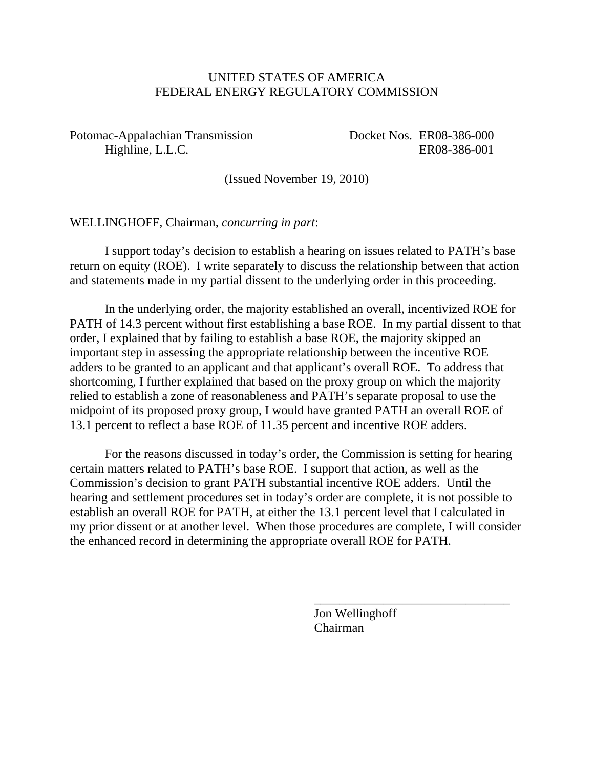UNITED STATES OF AMERICA
FEDERAL ENERGY REGULATORY COMMISSION

Potomac-Appalachian Transmission Highline, L.L.C.

Docket Nos. ER08-386-000
ER08-386-001

(Issued November 19, 2010)

WELLINGHOFF, Chairman, *concurring in part*:

I support today's decision to establish a hearing on issues related to PATH's base return on equity (ROE). I write separately to discuss the relationship between that action and statements made in my partial dissent to the underlying order in this proceeding.

In the underlying order, the majority established an overall, incentivized ROE for PATH of 14.3 percent without first establishing a base ROE. In my partial dissent to that order, I explained that by failing to establish a base ROE, the majority skipped an important step in assessing the appropriate relationship between the incentive ROE adders to be granted to an applicant and that applicant's overall ROE. To address that shortcoming, I further explained that based on the proxy group on which the majority relied to establish a zone of reasonableness and PATH's separate proposal to use the midpoint of its proposed proxy group, I would have granted PATH an overall ROE of 13.1 percent to reflect a base ROE of 11.35 percent and incentive ROE adders.

For the reasons discussed in today's order, the Commission is setting for hearing certain matters related to PATH's base ROE. I support that action, as well as the Commission's decision to grant PATH substantial incentive ROE adders. Until the hearing and settlement procedures set in today's order are complete, it is not possible to establish an overall ROE for PATH, at either the 13.1 percent level that I calculated in my prior dissent or at another level. When those procedures are complete, I will consider the enhanced record in determining the appropriate overall ROE for PATH.

\_\_\_\_\_\_\_\_\_\_\_\_\_\_\_\_\_\_\_\_\_\_\_\_\_\_\_\_\_\_\_\_
Jon Wellinghoff
Chairman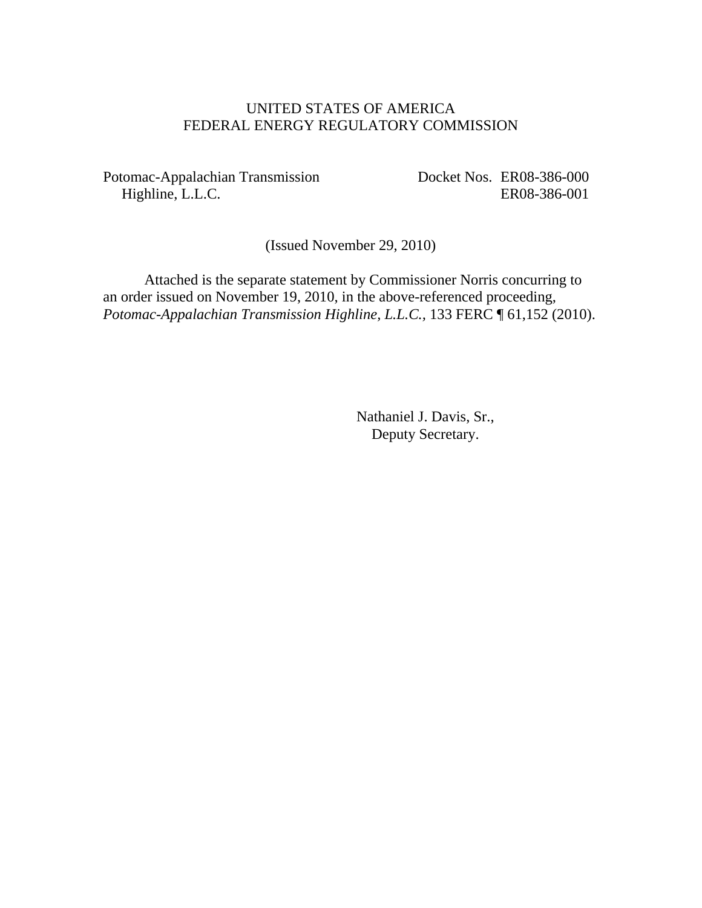UNITED STATES OF AMERICA
FEDERAL ENERGY REGULATORY COMMISSION

Potomac-Appalachian Transmission Highline, L.L.C.

Docket Nos. ER08-386-000
ER08-386-001

(Issued November 29, 2010)

Attached is the separate statement by Commissioner Norris concurring to an order issued on November 19, 2010, in the above-referenced proceeding, *Potomac-Appalachian Transmission Highline, L.L.C.*, 133 FERC ¶ 61,152 (2010).

Nathaniel J. Davis, Sr.,
Deputy Secretary.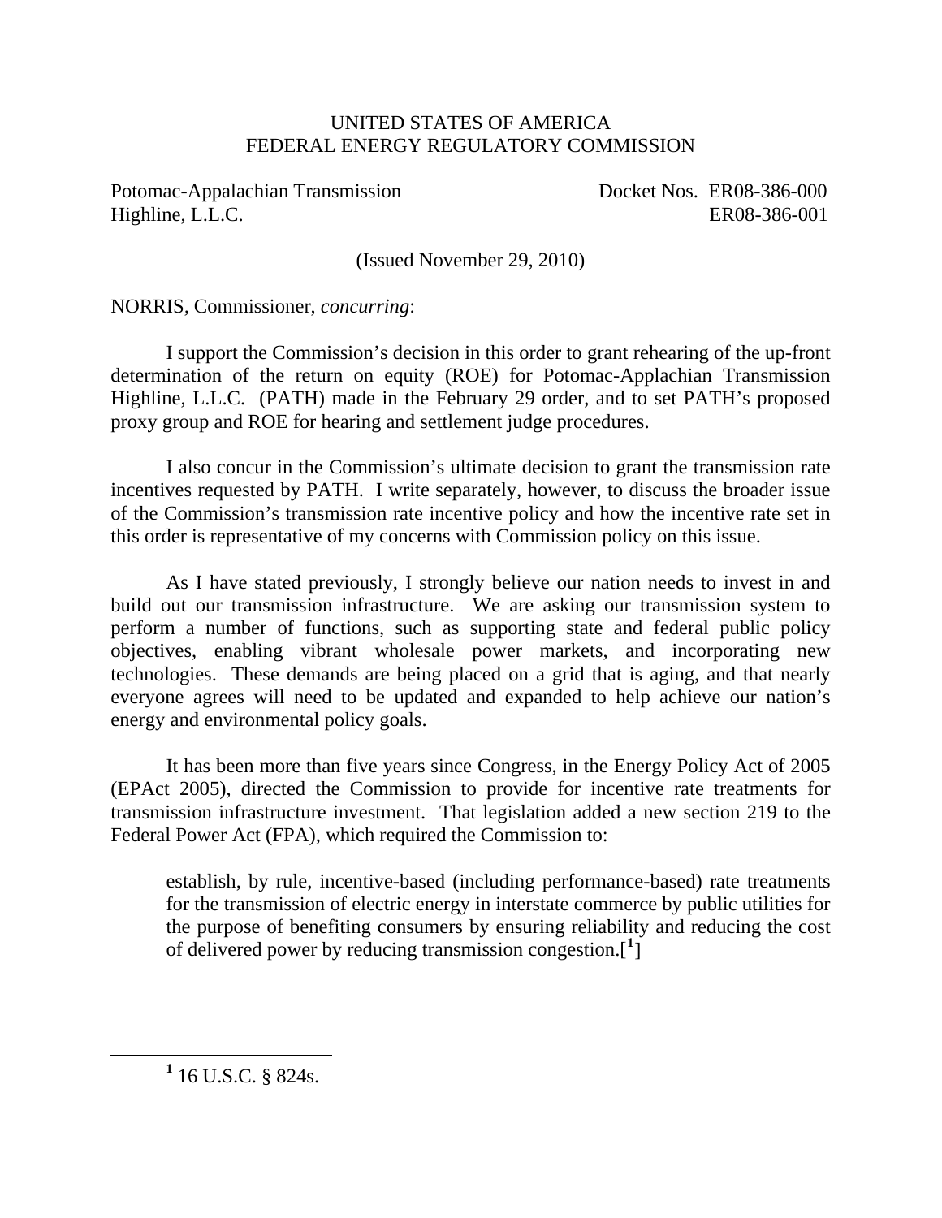UNITED STATES OF AMERICA
FEDERAL ENERGY REGULATORY COMMISSION

Potomac-Appalachian Transmission Highline, L.L.C. — Docket Nos. ER08-386-000, ER08-386-001

(Issued November 29, 2010)

NORRIS, Commissioner, *concurring*:

I support the Commission's decision in this order to grant rehearing of the up-front determination of the return on equity (ROE) for Potomac-Applachian Transmission Highline, L.L.C. (PATH) made in the February 29 order, and to set PATH's proposed proxy group and ROE for hearing and settlement judge procedures.

I also concur in the Commission's ultimate decision to grant the transmission rate incentives requested by PATH. I write separately, however, to discuss the broader issue of the Commission's transmission rate incentive policy and how the incentive rate set in this order is representative of my concerns with Commission policy on this issue.

As I have stated previously, I strongly believe our nation needs to invest in and build out our transmission infrastructure. We are asking our transmission system to perform a number of functions, such as supporting state and federal public policy objectives, enabling vibrant wholesale power markets, and incorporating new technologies. These demands are being placed on a grid that is aging, and that nearly everyone agrees will need to be updated and expanded to help achieve our nation's energy and environmental policy goals.

It has been more than five years since Congress, in the Energy Policy Act of 2005 (EPAct 2005), directed the Commission to provide for incentive rate treatments for transmission infrastructure investment. That legislation added a new section 219 to the Federal Power Act (FPA), which required the Commission to:

> establish, by rule, incentive-based (including performance-based) rate treatments for the transmission of electric energy in interstate commerce by public utilities for the purpose of benefiting consumers by ensuring reliability and reducing the cost of delivered power by reducing transmission congestion.[1]

[1] 16 U.S.C. § 824s.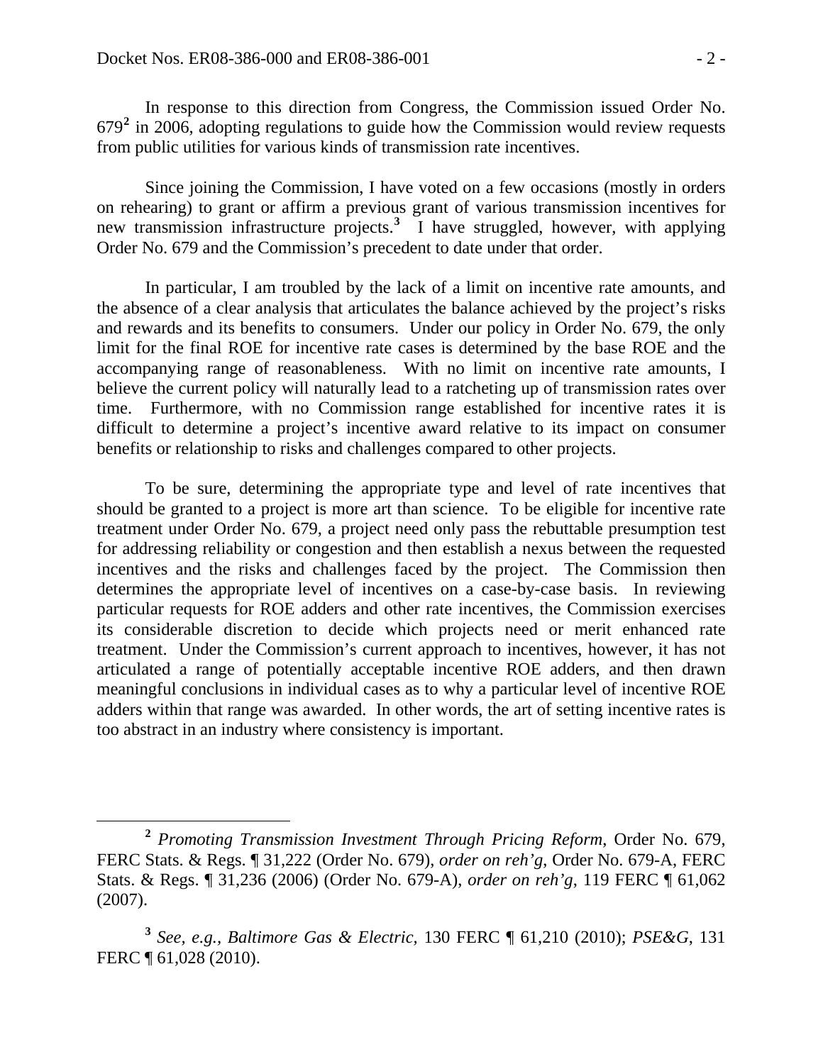In response to this direction from Congress, the Commission issued Order No. 679[2] in 2006, adopting regulations to guide how the Commission would review requests from public utilities for various kinds of transmission rate incentives.

Since joining the Commission, I have voted on a few occasions (mostly in orders on rehearing) to grant or affirm a previous grant of various transmission incentives for new transmission infrastructure projects.[3] I have struggled, however, with applying Order No. 679 and the Commission's precedent to date under that order.

In particular, I am troubled by the lack of a limit on incentive rate amounts, and the absence of a clear analysis that articulates the balance achieved by the project's risks and rewards and its benefits to consumers. Under our policy in Order No. 679, the only limit for the final ROE for incentive rate cases is determined by the base ROE and the accompanying range of reasonableness. With no limit on incentive rate amounts, I believe the current policy will naturally lead to a ratcheting up of transmission rates over time. Furthermore, with no Commission range established for incentive rates it is difficult to determine a project's incentive award relative to its impact on consumer benefits or relationship to risks and challenges compared to other projects.

To be sure, determining the appropriate type and level of rate incentives that should be granted to a project is more art than science. To be eligible for incentive rate treatment under Order No. 679, a project need only pass the rebuttable presumption test for addressing reliability or congestion and then establish a nexus between the requested incentives and the risks and challenges faced by the project. The Commission then determines the appropriate level of incentives on a case-by-case basis. In reviewing particular requests for ROE adders and other rate incentives, the Commission exercises its considerable discretion to decide which projects need or merit enhanced rate treatment. Under the Commission's current approach to incentives, however, it has not articulated a range of potentially acceptable incentive ROE adders, and then drawn meaningful conclusions in individual cases as to why a particular level of incentive ROE adders within that range was awarded. In other words, the art of setting incentive rates is too abstract in an industry where consistency is important.

---

[2] *Promoting Transmission Investment Through Pricing Reform*, Order No. 679, FERC Stats. & Regs. ¶ 31,222 (Order No. 679), *order on reh'g*, Order No. 679-A, FERC Stats. & Regs. ¶ 31,236 (2006) (Order No. 679-A), *order on reh'g*, 119 FERC ¶ 61,062 (2007).

[3] *See, e.g., Baltimore Gas & Electric,* 130 FERC ¶ 61,210 (2010); *PSE&G*, 131 FERC ¶ 61,028 (2010).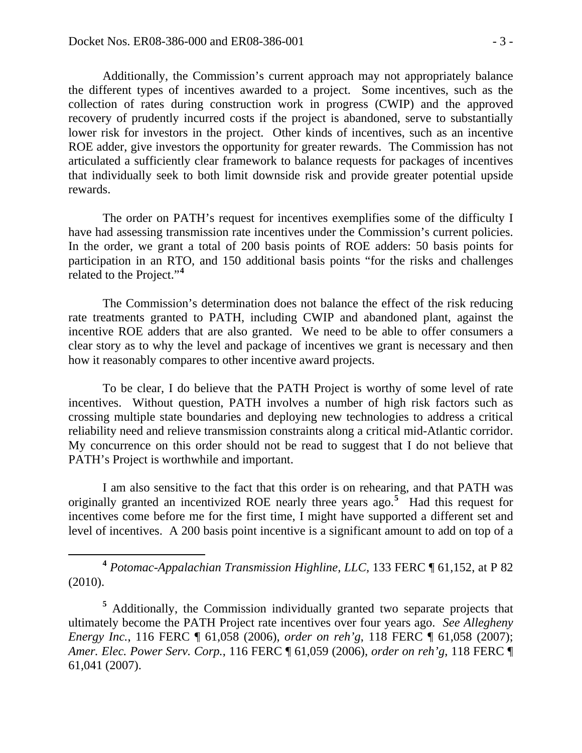Additionally, the Commission's current approach may not appropriately balance the different types of incentives awarded to a project. Some incentives, such as the collection of rates during construction work in progress (CWIP) and the approved recovery of prudently incurred costs if the project is abandoned, serve to substantially lower risk for investors in the project. Other kinds of incentives, such as an incentive ROE adder, give investors the opportunity for greater rewards. The Commission has not articulated a sufficiently clear framework to balance requests for packages of incentives that individually seek to both limit downside risk and provide greater potential upside rewards.

The order on PATH's request for incentives exemplifies some of the difficulty I have had assessing transmission rate incentives under the Commission's current policies. In the order, we grant a total of 200 basis points of ROE adders: 50 basis points for participation in an RTO, and 150 additional basis points "for the risks and challenges related to the Project."[4]

The Commission's determination does not balance the effect of the risk reducing rate treatments granted to PATH, including CWIP and abandoned plant, against the incentive ROE adders that are also granted. We need to be able to offer consumers a clear story as to why the level and package of incentives we grant is necessary and then how it reasonably compares to other incentive award projects.

To be clear, I do believe that the PATH Project is worthy of some level of rate incentives. Without question, PATH involves a number of high risk factors such as crossing multiple state boundaries and deploying new technologies to address a critical reliability need and relieve transmission constraints along a critical mid-Atlantic corridor. My concurrence on this order should not be read to suggest that I do not believe that PATH's Project is worthwhile and important.

I am also sensitive to the fact that this order is on rehearing, and that PATH was originally granted an incentivized ROE nearly three years ago.[5] Had this request for incentives come before me for the first time, I might have supported a different set and level of incentives. A 200 basis point incentive is a significant amount to add on top of a

---

[4] *Potomac-Appalachian Transmission Highline, LLC*, 133 FERC ¶ 61,152, at P 82 (2010).

[5] Additionally, the Commission individually granted two separate projects that ultimately become the PATH Project rate incentives over four years ago. *See Allegheny Energy Inc.*, 116 FERC ¶ 61,058 (2006), *order on reh'g*, 118 FERC ¶ 61,058 (2007); *Amer. Elec. Power Serv. Corp.*, 116 FERC ¶ 61,059 (2006), *order on reh'g*, 118 FERC ¶ 61,041 (2007).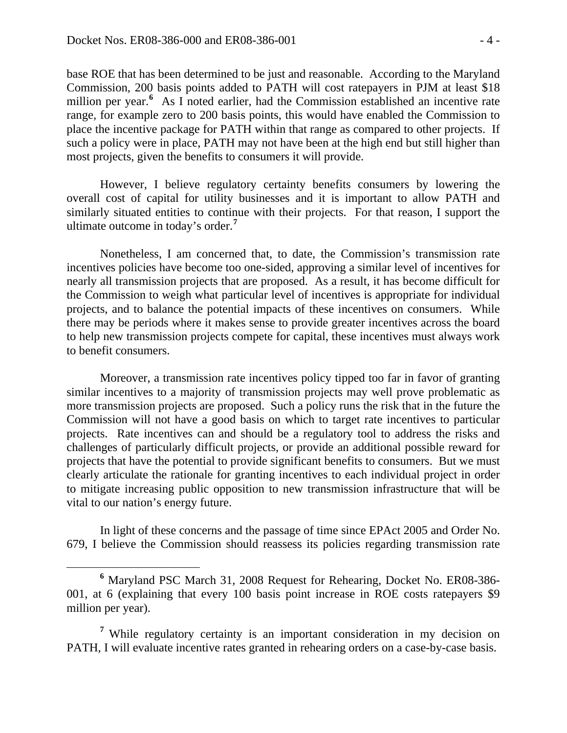base ROE that has been determined to be just and reasonable. According to the Maryland Commission, 200 basis points added to PATH will cost ratepayers in PJM at least $18 million per year.[6] As I noted earlier, had the Commission established an incentive rate range, for example zero to 200 basis points, this would have enabled the Commission to place the incentive package for PATH within that range as compared to other projects. If such a policy were in place, PATH may not have been at the high end but still higher than most projects, given the benefits to consumers it will provide.

However, I believe regulatory certainty benefits consumers by lowering the overall cost of capital for utility businesses and it is important to allow PATH and similarly situated entities to continue with their projects. For that reason, I support the ultimate outcome in today's order.[7]

Nonetheless, I am concerned that, to date, the Commission's transmission rate incentives policies have become too one-sided, approving a similar level of incentives for nearly all transmission projects that are proposed. As a result, it has become difficult for the Commission to weigh what particular level of incentives is appropriate for individual projects, and to balance the potential impacts of these incentives on consumers. While there may be periods where it makes sense to provide greater incentives across the board to help new transmission projects compete for capital, these incentives must always work to benefit consumers.

Moreover, a transmission rate incentives policy tipped too far in favor of granting similar incentives to a majority of transmission projects may well prove problematic as more transmission projects are proposed. Such a policy runs the risk that in the future the Commission will not have a good basis on which to target rate incentives to particular projects. Rate incentives can and should be a regulatory tool to address the risks and challenges of particularly difficult projects, or provide an additional possible reward for projects that have the potential to provide significant benefits to consumers. But we must clearly articulate the rationale for granting incentives to each individual project in order to mitigate increasing public opposition to new transmission infrastructure that will be vital to our nation's energy future.

In light of these concerns and the passage of time since EPAct 2005 and Order No. 679, I believe the Commission should reassess its policies regarding transmission rate

---

[6] Maryland PSC March 31, 2008 Request for Rehearing, Docket No. ER08-386-001, at 6 (explaining that every 100 basis point increase in ROE costs ratepayers $9 million per year).

[7] While regulatory certainty is an important consideration in my decision on PATH, I will evaluate incentive rates granted in rehearing orders on a case-by-case basis.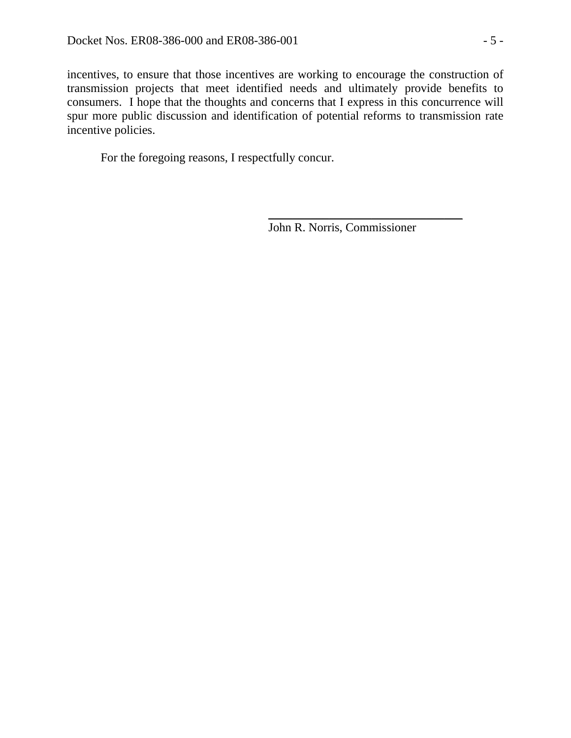incentives, to ensure that those incentives are working to encourage the construction of transmission projects that meet identified needs and ultimately provide benefits to consumers. I hope that the thoughts and concerns that I express in this concurrence will spur more public discussion and identification of potential reforms to transmission rate incentive policies.

For the foregoing reasons, I respectfully concur.

John R. Norris, Commissioner